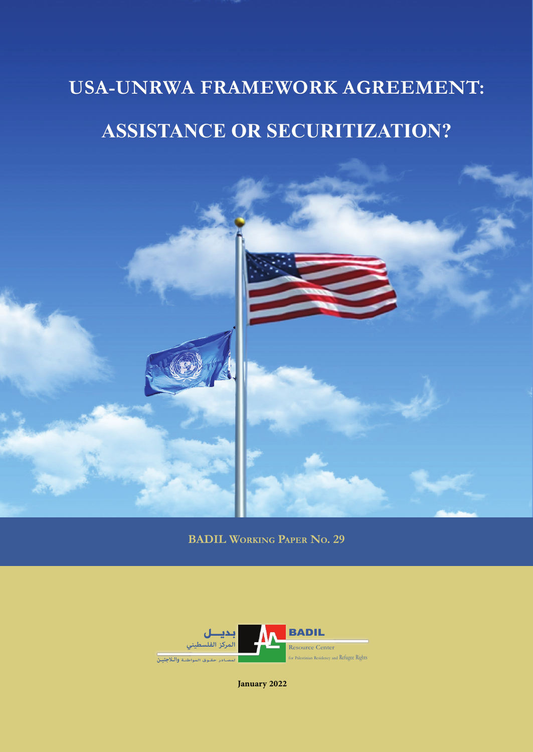# USA-UNRWA FRAMEWORK AGREEMENT:

# ASSISTANCE OR SECURITIZATION?

**BADIL WORKING PAPER NO. 29**

بديــل
المركز الفلسطيني
لمصادر حقوق المواطنة واللاجئين

**BADIL**
Resource Center
for Palestinian Residency and Refugee Rights

**January 2022**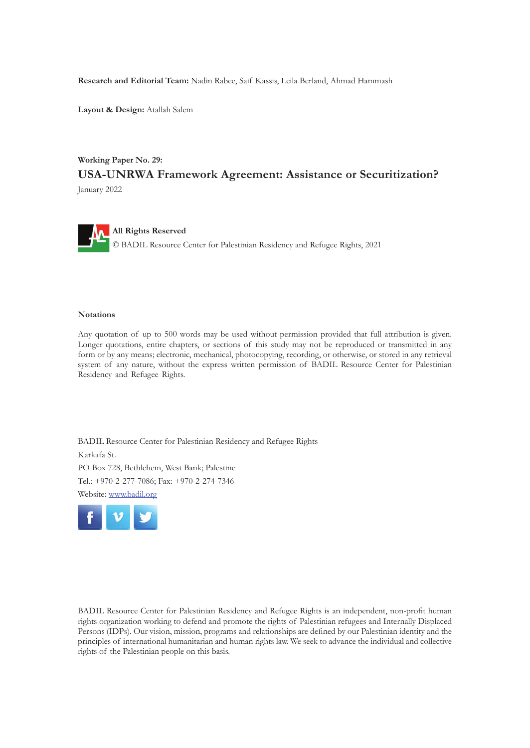**Research and Editorial Team:** Nadin Rabee, Saif Kassis, Leila Berland, Ahmad Hammash

**Layout & Design:** Atallah Salem

**Working Paper No. 29:**

## USA-UNRWA Framework Agreement: Assistance or Securitization?

January 2022

**All Rights Reserved**

© BADIL Resource Center for Palestinian Residency and Refugee Rights, 2021

**Notations**

Any quotation of up to 500 words may be used without permission provided that full attribution is given. Longer quotations, entire chapters, or sections of this study may not be reproduced or transmitted in any form or by any means; electronic, mechanical, photocopying, recording, or otherwise, or stored in any retrieval system of any nature, without the express written permission of BADIL Resource Center for Palestinian Residency and Refugee Rights.

BADIL Resource Center for Palestinian Residency and Refugee Rights

Karkafa St.

PO Box 728, Bethlehem, West Bank; Palestine

Tel.: +970-2-277-7086; Fax: +970-2-274-7346

Website: www.badil.org

BADIL Resource Center for Palestinian Residency and Refugee Rights is an independent, non-profit human rights organization working to defend and promote the rights of Palestinian refugees and Internally Displaced Persons (IDPs). Our vision, mission, programs and relationships are defined by our Palestinian identity and the principles of international humanitarian and human rights law. We seek to advance the individual and collective rights of the Palestinian people on this basis.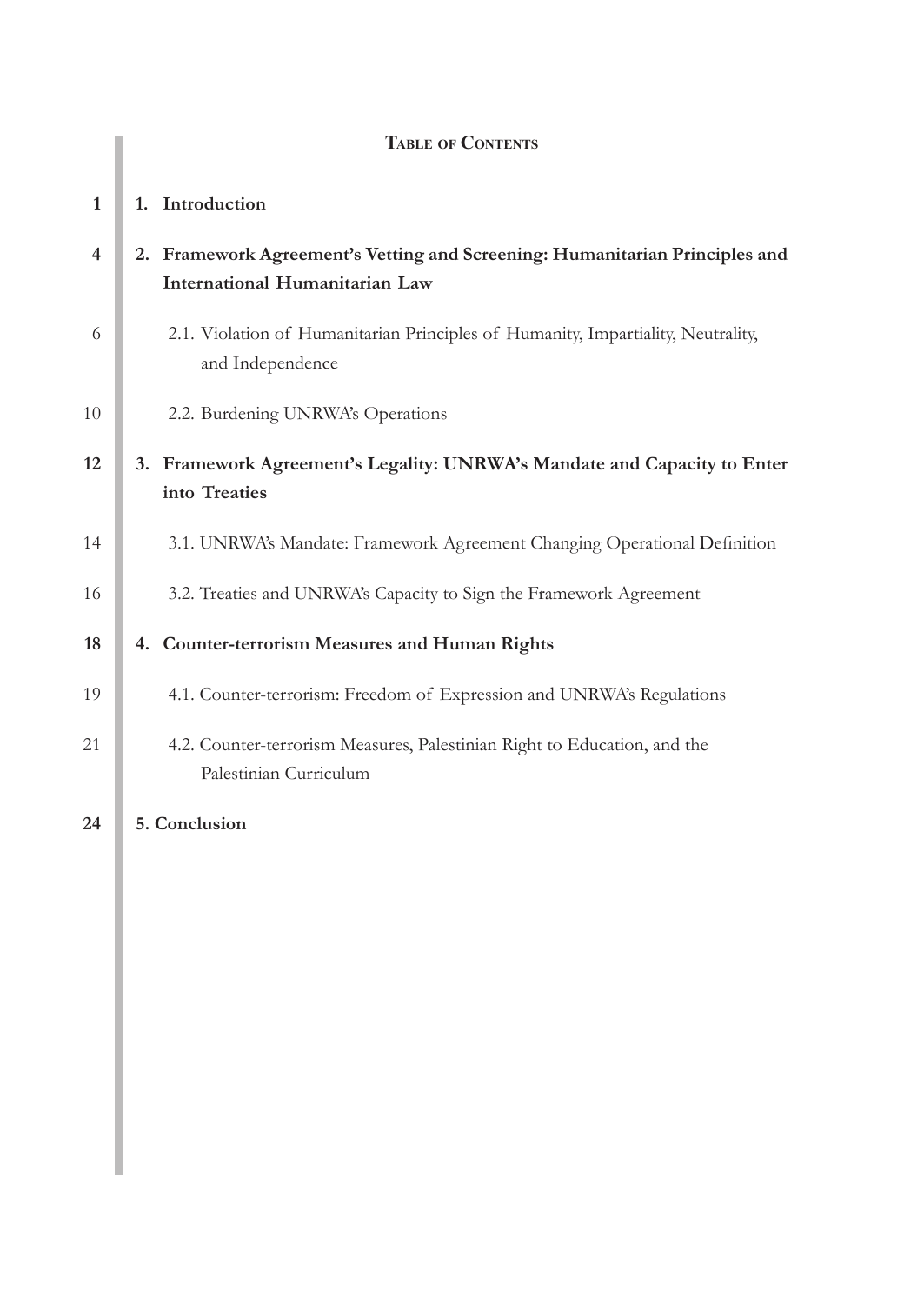## Table of Contents

| Page | Section |
|---|---|
| **1** | **1. Introduction** |
| **4** | **2. Framework Agreement's Vetting and Screening: Humanitarian Principles and International Humanitarian Law** |
| 6 | 2.1. Violation of Humanitarian Principles of Humanity, Impartiality, Neutrality, and Independence |
| 10 | 2.2. Burdening UNRWA's Operations |
| **12** | **3. Framework Agreement's Legality: UNRWA's Mandate and Capacity to Enter into Treaties** |
| 14 | 3.1. UNRWA's Mandate: Framework Agreement Changing Operational Definition |
| 16 | 3.2. Treaties and UNRWA's Capacity to Sign the Framework Agreement |
| **18** | **4. Counter-terrorism Measures and Human Rights** |
| 19 | 4.1. Counter-terrorism: Freedom of Expression and UNRWA's Regulations |
| 21 | 4.2. Counter-terrorism Measures, Palestinian Right to Education, and the Palestinian Curriculum |
| **24** | **5. Conclusion** |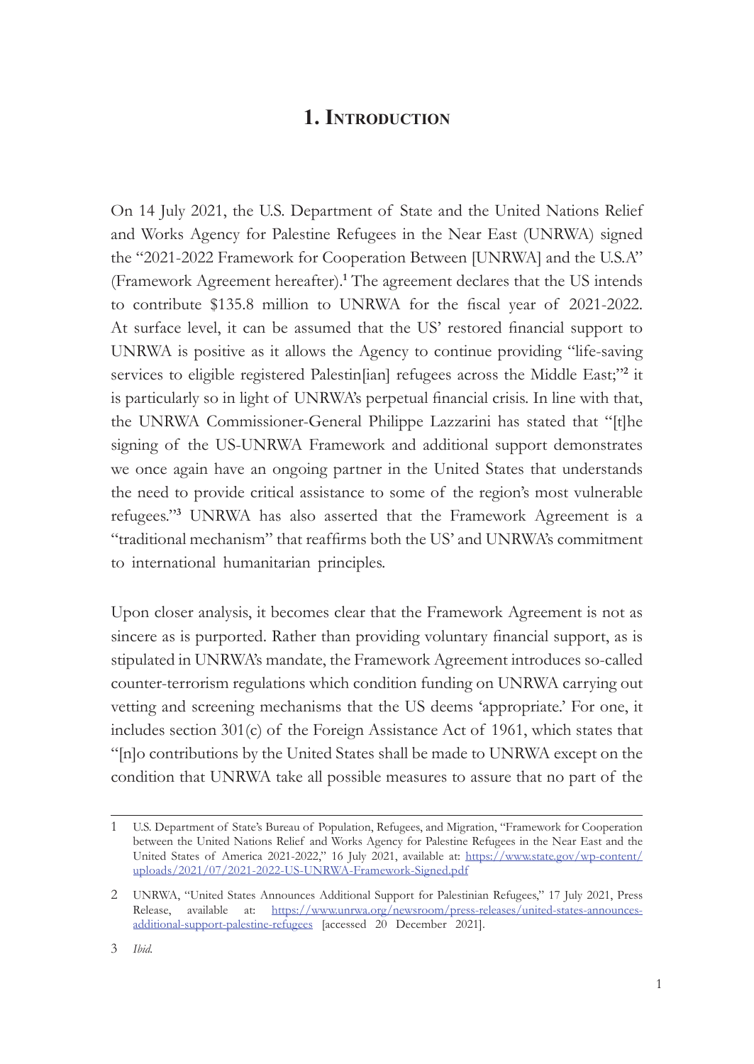# 1. Introduction

On 14 July 2021, the U.S. Department of State and the United Nations Relief and Works Agency for Palestine Refugees in the Near East (UNRWA) signed the "2021-2022 Framework for Cooperation Between [UNRWA] and the U.S.A" (Framework Agreement hereafter).[1] The agreement declares that the US intends to contribute $135.8 million to UNRWA for the fiscal year of 2021-2022. At surface level, it can be assumed that the US' restored financial support to UNRWA is positive as it allows the Agency to continue providing "life-saving services to eligible registered Palestin[ian] refugees across the Middle East;"[2] it is particularly so in light of UNRWA's perpetual financial crisis. In line with that, the UNRWA Commissioner-General Philippe Lazzarini has stated that "[t]he signing of the US-UNRWA Framework and additional support demonstrates we once again have an ongoing partner in the United States that understands the need to provide critical assistance to some of the region's most vulnerable refugees."[3] UNRWA has also asserted that the Framework Agreement is a "traditional mechanism" that reaffirms both the US' and UNRWA's commitment to international humanitarian principles.

Upon closer analysis, it becomes clear that the Framework Agreement is not as sincere as is purported. Rather than providing voluntary financial support, as is stipulated in UNRWA's mandate, the Framework Agreement introduces so-called counter-terrorism regulations which condition funding on UNRWA carrying out vetting and screening mechanisms that the US deems 'appropriate.' For one, it includes section 301(c) of the Foreign Assistance Act of 1961, which states that "[n]o contributions by the United States shall be made to UNRWA except on the condition that UNRWA take all possible measures to assure that no part of the

---

1 U.S. Department of State's Bureau of Population, Refugees, and Migration, "Framework for Cooperation between the United Nations Relief and Works Agency for Palestine Refugees in the Near East and the United States of America 2021-2022," 16 July 2021, available at: https://www.state.gov/wp-content/uploads/2021/07/2021-2022-US-UNRWA-Framework-Signed.pdf

2 UNRWA, "United States Announces Additional Support for Palestinian Refugees," 17 July 2021, Press Release, available at: https://www.unrwa.org/newsroom/press-releases/united-states-announces-additional-support-palestine-refugees [accessed 20 December 2021].

3 *Ibid.*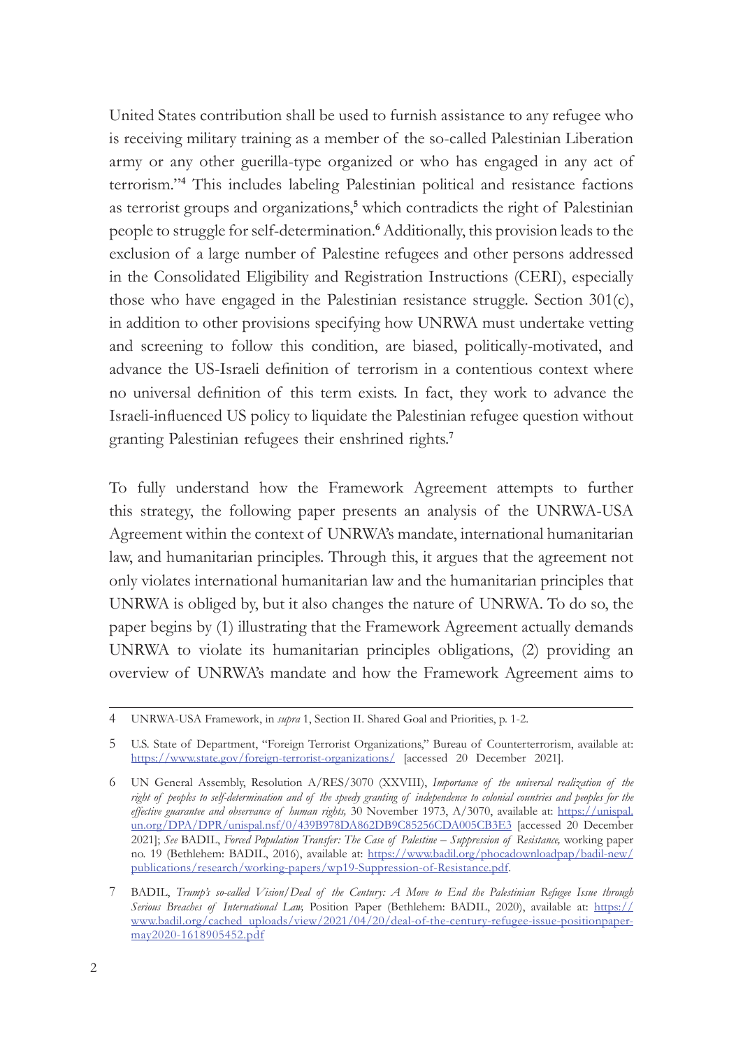United States contribution shall be used to furnish assistance to any refugee who is receiving military training as a member of the so-called Palestinian Liberation army or any other guerilla-type organized or who has engaged in any act of terrorism."[4] This includes labeling Palestinian political and resistance factions as terrorist groups and organizations,[5] which contradicts the right of Palestinian people to struggle for self-determination.[6] Additionally, this provision leads to the exclusion of a large number of Palestine refugees and other persons addressed in the Consolidated Eligibility and Registration Instructions (CERI), especially those who have engaged in the Palestinian resistance struggle. Section 301(c), in addition to other provisions specifying how UNRWA must undertake vetting and screening to follow this condition, are biased, politically-motivated, and advance the US-Israeli definition of terrorism in a contentious context where no universal definition of this term exists. In fact, they work to advance the Israeli-influenced US policy to liquidate the Palestinian refugee question without granting Palestinian refugees their enshrined rights.[7]

To fully understand how the Framework Agreement attempts to further this strategy, the following paper presents an analysis of the UNRWA-USA Agreement within the context of UNRWA's mandate, international humanitarian law, and humanitarian principles. Through this, it argues that the agreement not only violates international humanitarian law and the humanitarian principles that UNRWA is obliged by, but it also changes the nature of UNRWA. To do so, the paper begins by (1) illustrating that the Framework Agreement actually demands UNRWA to violate its humanitarian principles obligations, (2) providing an overview of UNRWA's mandate and how the Framework Agreement aims to

---

4 UNRWA-USA Framework, in *supra* 1, Section II. Shared Goal and Priorities, p. 1-2.

5 U.S. State of Department, "Foreign Terrorist Organizations," Bureau of Counterterrorism, available at: https://www.state.gov/foreign-terrorist-organizations/ [accessed 20 December 2021].

6 UN General Assembly, Resolution A/RES/3070 (XXVIII), *Importance of the universal realization of the right of peoples to self-determination and of the speedy granting of independence to colonial countries and peoples for the effective guarantee and observance of human rights,* 30 November 1973, A/3070, available at: https://unispal.un.org/DPA/DPR/unispal.nsf/0/439B978DA862DB9C85256CDA005CB3E3 [accessed 20 December 2021]; *See* BADIL, *Forced Population Transfer: The Case of Palestine – Suppression of Resistance,* working paper no. 19 (Bethlehem: BADIL, 2016), available at: https://www.badil.org/phocadownloadpap/badil-new/publications/research/working-papers/wp19-Suppression-of-Resistance.pdf.

7 BADIL, *Trump's so-called Vision/Deal of the Century: A Move to End the Palestinian Refugee Issue through Serious Breaches of International Law,* Position Paper (Bethlehem: BADIL, 2020), available at: https://www.badil.org/cached_uploads/view/2021/04/20/deal-of-the-century-refugee-issue-positionpaper-may2020-1618905452.pdf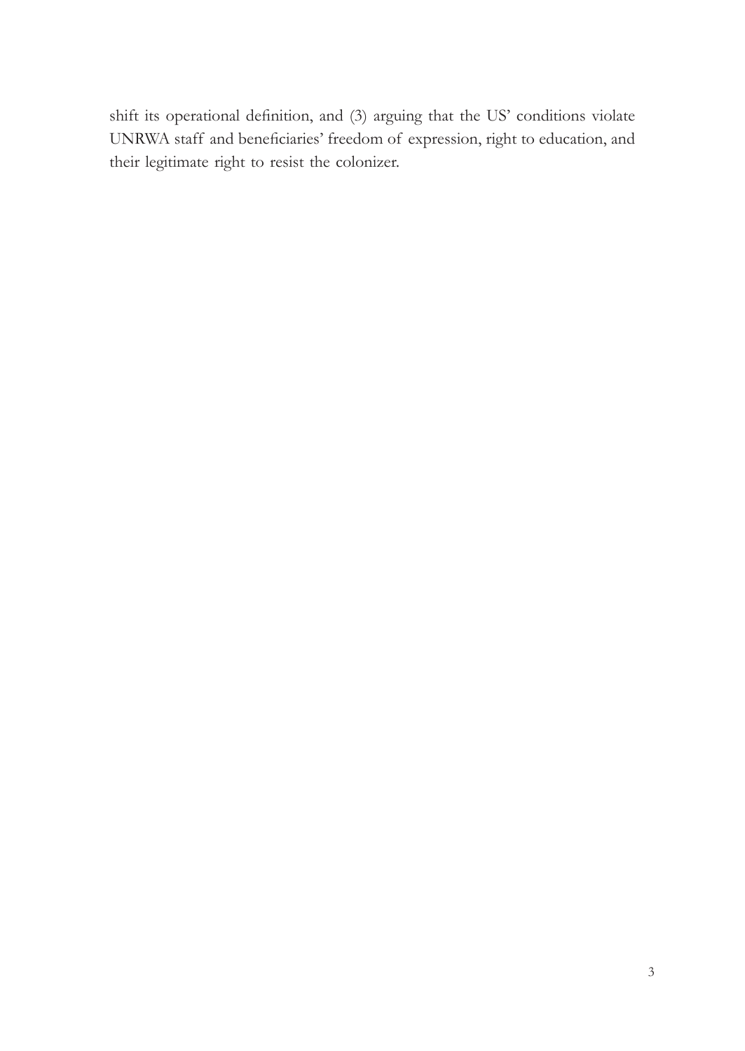shift its operational definition, and (3) arguing that the US' conditions violate UNRWA staff and beneficiaries' freedom of expression, right to education, and their legitimate right to resist the colonizer.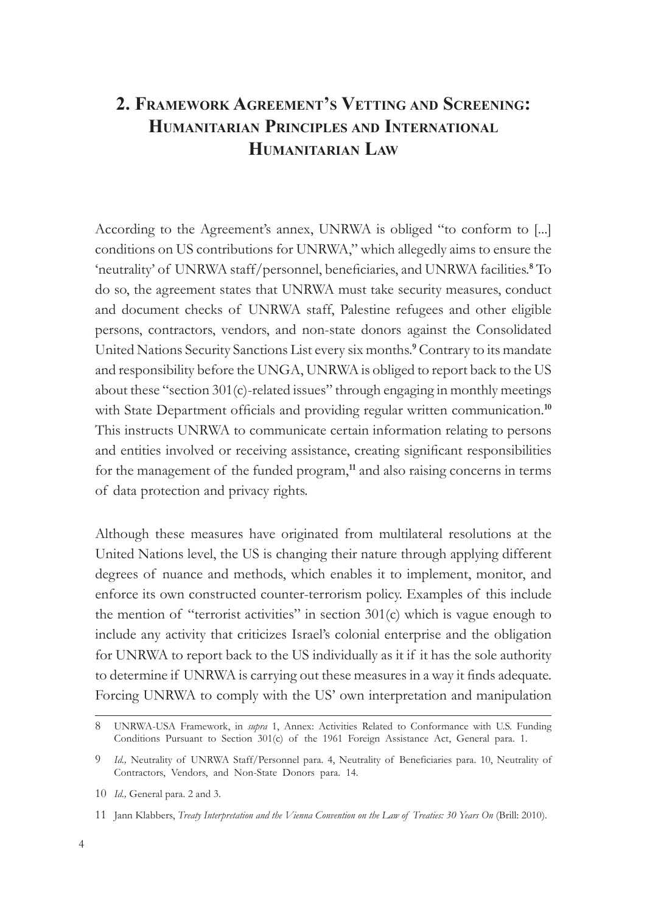## 2. Framework Agreement's Vetting and Screening: Humanitarian Principles and International Humanitarian Law

According to the Agreement's annex, UNRWA is obliged "to conform to [...] conditions on US contributions for UNRWA," which allegedly aims to ensure the 'neutrality' of UNRWA staff/personnel, beneficiaries, and UNRWA facilities.[8] To do so, the agreement states that UNRWA must take security measures, conduct and document checks of UNRWA staff, Palestine refugees and other eligible persons, contractors, vendors, and non-state donors against the Consolidated United Nations Security Sanctions List every six months.[9] Contrary to its mandate and responsibility before the UNGA, UNRWA is obliged to report back to the US about these "section 301(c)-related issues" through engaging in monthly meetings with State Department officials and providing regular written communication.[10] This instructs UNRWA to communicate certain information relating to persons and entities involved or receiving assistance, creating significant responsibilities for the management of the funded program,[11] and also raising concerns in terms of data protection and privacy rights.

Although these measures have originated from multilateral resolutions at the United Nations level, the US is changing their nature through applying different degrees of nuance and methods, which enables it to implement, monitor, and enforce its own constructed counter-terrorism policy. Examples of this include the mention of "terrorist activities" in section 301(c) which is vague enough to include any activity that criticizes Israel's colonial enterprise and the obligation for UNRWA to report back to the US individually as it if it has the sole authority to determine if UNRWA is carrying out these measures in a way it finds adequate. Forcing UNRWA to comply with the US' own interpretation and manipulation

---

8 UNRWA-USA Framework, in *supra* 1, Annex: Activities Related to Conformance with U.S. Funding Conditions Pursuant to Section 301(c) of the 1961 Foreign Assistance Act, General para. 1.

9 *Id.,* Neutrality of UNRWA Staff/Personnel para. 4, Neutrality of Beneficiaries para. 10, Neutrality of Contractors, Vendors, and Non-State Donors para. 14.

10 *Id.,* General para. 2 and 3.

11 Jann Klabbers, *Treaty Interpretation and the Vienna Convention on the Law of Treaties: 30 Years On* (Brill: 2010).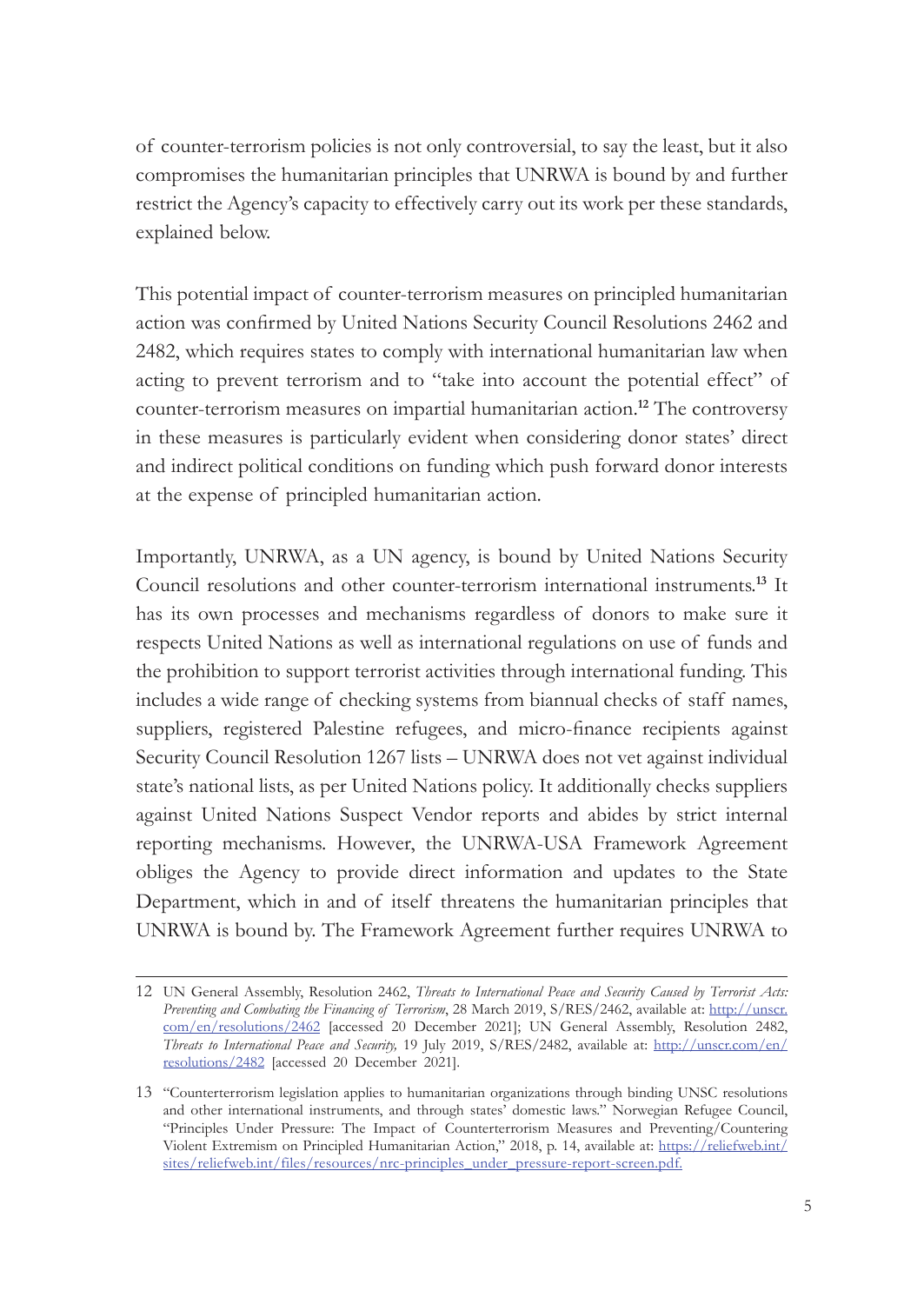of counter-terrorism policies is not only controversial, to say the least, but it also compromises the humanitarian principles that UNRWA is bound by and further restrict the Agency's capacity to effectively carry out its work per these standards, explained below.

This potential impact of counter-terrorism measures on principled humanitarian action was confirmed by United Nations Security Council Resolutions 2462 and 2482, which requires states to comply with international humanitarian law when acting to prevent terrorism and to "take into account the potential effect" of counter-terrorism measures on impartial humanitarian action.[12] The controversy in these measures is particularly evident when considering donor states' direct and indirect political conditions on funding which push forward donor interests at the expense of principled humanitarian action.

Importantly, UNRWA, as a UN agency, is bound by United Nations Security Council resolutions and other counter-terrorism international instruments.[13] It has its own processes and mechanisms regardless of donors to make sure it respects United Nations as well as international regulations on use of funds and the prohibition to support terrorist activities through international funding. This includes a wide range of checking systems from biannual checks of staff names, suppliers, registered Palestine refugees, and micro-finance recipients against Security Council Resolution 1267 lists – UNRWA does not vet against individual state's national lists, as per United Nations policy. It additionally checks suppliers against United Nations Suspect Vendor reports and abides by strict internal reporting mechanisms. However, the UNRWA-USA Framework Agreement obliges the Agency to provide direct information and updates to the State Department, which in and of itself threatens the humanitarian principles that UNRWA is bound by. The Framework Agreement further requires UNRWA to

---

12 UN General Assembly, Resolution 2462, *Threats to International Peace and Security Caused by Terrorist Acts: Preventing and Combating the Financing of Terrorism*, 28 March 2019, S/RES/2462, available at: [http://unscr.com/en/resolutions/2462](http://unscr.com/en/resolutions/2462) [accessed 20 December 2021]; UN General Assembly, Resolution 2482, *Threats to International Peace and Security,* 19 July 2019, S/RES/2482, available at: [http://unscr.com/en/resolutions/2482](http://unscr.com/en/resolutions/2482) [accessed 20 December 2021].

13 "Counterterrorism legislation applies to humanitarian organizations through binding UNSC resolutions and other international instruments, and through states' domestic laws." Norwegian Refugee Council, "Principles Under Pressure: The Impact of Counterterrorism Measures and Preventing/Countering Violent Extremism on Principled Humanitarian Action," 2018, p. 14, available at: [https://reliefweb.int/sites/reliefweb.int/files/resources/nrc-principles_under_pressure-report-screen.pdf.](https://reliefweb.int/sites/reliefweb.int/files/resources/nrc-principles_under_pressure-report-screen.pdf)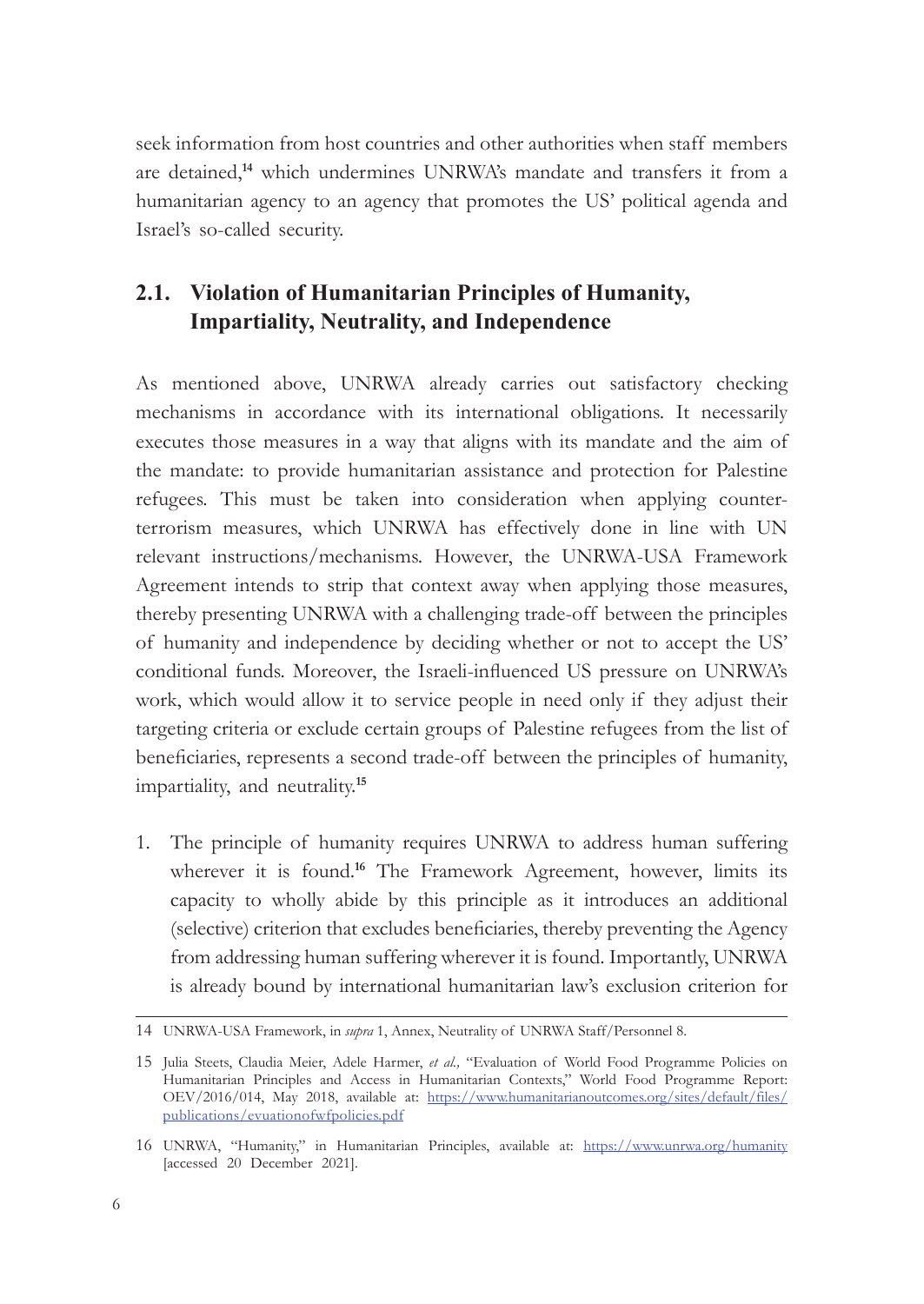seek information from host countries and other authorities when staff members are detained,[14] which undermines UNRWA's mandate and transfers it from a humanitarian agency to an agency that promotes the US' political agenda and Israel's so-called security.

## 2.1. Violation of Humanitarian Principles of Humanity, Impartiality, Neutrality, and Independence

As mentioned above, UNRWA already carries out satisfactory checking mechanisms in accordance with its international obligations. It necessarily executes those measures in a way that aligns with its mandate and the aim of the mandate: to provide humanitarian assistance and protection for Palestine refugees. This must be taken into consideration when applying counter-terrorism measures, which UNRWA has effectively done in line with UN relevant instructions/mechanisms. However, the UNRWA-USA Framework Agreement intends to strip that context away when applying those measures, thereby presenting UNRWA with a challenging trade-off between the principles of humanity and independence by deciding whether or not to accept the US' conditional funds. Moreover, the Israeli-influenced US pressure on UNRWA's work, which would allow it to service people in need only if they adjust their targeting criteria or exclude certain groups of Palestine refugees from the list of beneficiaries, represents a second trade-off between the principles of humanity, impartiality, and neutrality.[15]

1. The principle of humanity requires UNRWA to address human suffering wherever it is found.[16] The Framework Agreement, however, limits its capacity to wholly abide by this principle as it introduces an additional (selective) criterion that excludes beneficiaries, thereby preventing the Agency from addressing human suffering wherever it is found. Importantly, UNRWA is already bound by international humanitarian law's exclusion criterion for

---

14 UNRWA-USA Framework, in *supra* 1, Annex, Neutrality of UNRWA Staff/Personnel 8.

15 Julia Steets, Claudia Meier, Adele Harmer, *et al.,* "Evaluation of World Food Programme Policies on Humanitarian Principles and Access in Humanitarian Contexts," World Food Programme Report: OEV/2016/014, May 2018, available at: [https://www.humanitarianoutcomes.org/sites/default/files/publications/evuationofwfpolicies.pdf](https://www.humanitarianoutcomes.org/sites/default/files/publications/evuationofwfpolicies.pdf)

16 UNRWA, "Humanity," in Humanitarian Principles, available at: [https://www.unrwa.org/humanity](https://www.unrwa.org/humanity) [accessed 20 December 2021].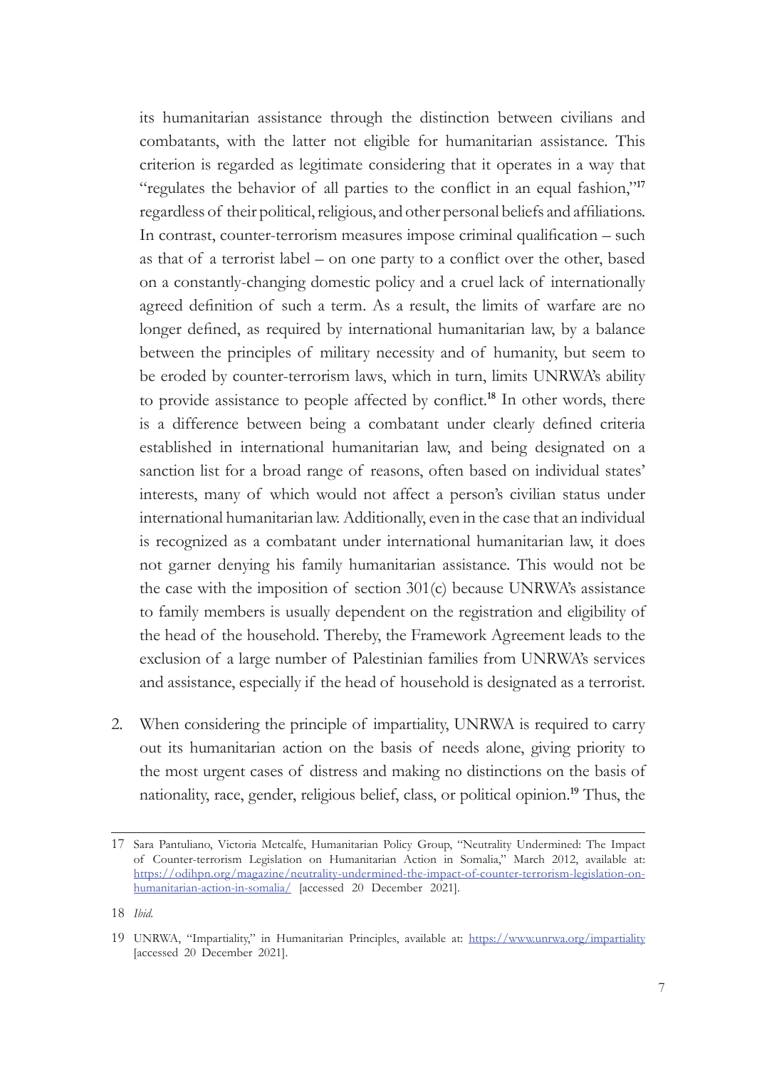its humanitarian assistance through the distinction between civilians and combatants, with the latter not eligible for humanitarian assistance. This criterion is regarded as legitimate considering that it operates in a way that "regulates the behavior of all parties to the conflict in an equal fashion,"[17] regardless of their political, religious, and other personal beliefs and affiliations. In contrast, counter-terrorism measures impose criminal qualification – such as that of a terrorist label – on one party to a conflict over the other, based on a constantly-changing domestic policy and a cruel lack of internationally agreed definition of such a term. As a result, the limits of warfare are no longer defined, as required by international humanitarian law, by a balance between the principles of military necessity and of humanity, but seem to be eroded by counter-terrorism laws, which in turn, limits UNRWA's ability to provide assistance to people affected by conflict.[18] In other words, there is a difference between being a combatant under clearly defined criteria established in international humanitarian law, and being designated on a sanction list for a broad range of reasons, often based on individual states' interests, many of which would not affect a person's civilian status under international humanitarian law. Additionally, even in the case that an individual is recognized as a combatant under international humanitarian law, it does not garner denying his family humanitarian assistance. This would not be the case with the imposition of section 301(c) because UNRWA's assistance to family members is usually dependent on the registration and eligibility of the head of the household. Thereby, the Framework Agreement leads to the exclusion of a large number of Palestinian families from UNRWA's services and assistance, especially if the head of household is designated as a terrorist.

2. When considering the principle of impartiality, UNRWA is required to carry out its humanitarian action on the basis of needs alone, giving priority to the most urgent cases of distress and making no distinctions on the basis of nationality, race, gender, religious belief, class, or political opinion.[19] Thus, the

---

17 Sara Pantuliano, Victoria Metcalfe, Humanitarian Policy Group, "Neutrality Undermined: The Impact of Counter-terrorism Legislation on Humanitarian Action in Somalia," March 2012, available at: https://odihpn.org/magazine/neutrality-undermined-the-impact-of-counter-terrorism-legislation-on-humanitarian-action-in-somalia/ [accessed 20 December 2021].

18 *Ibid.*

19 UNRWA, "Impartiality," in Humanitarian Principles, available at: https://www.unrwa.org/impartiality [accessed 20 December 2021].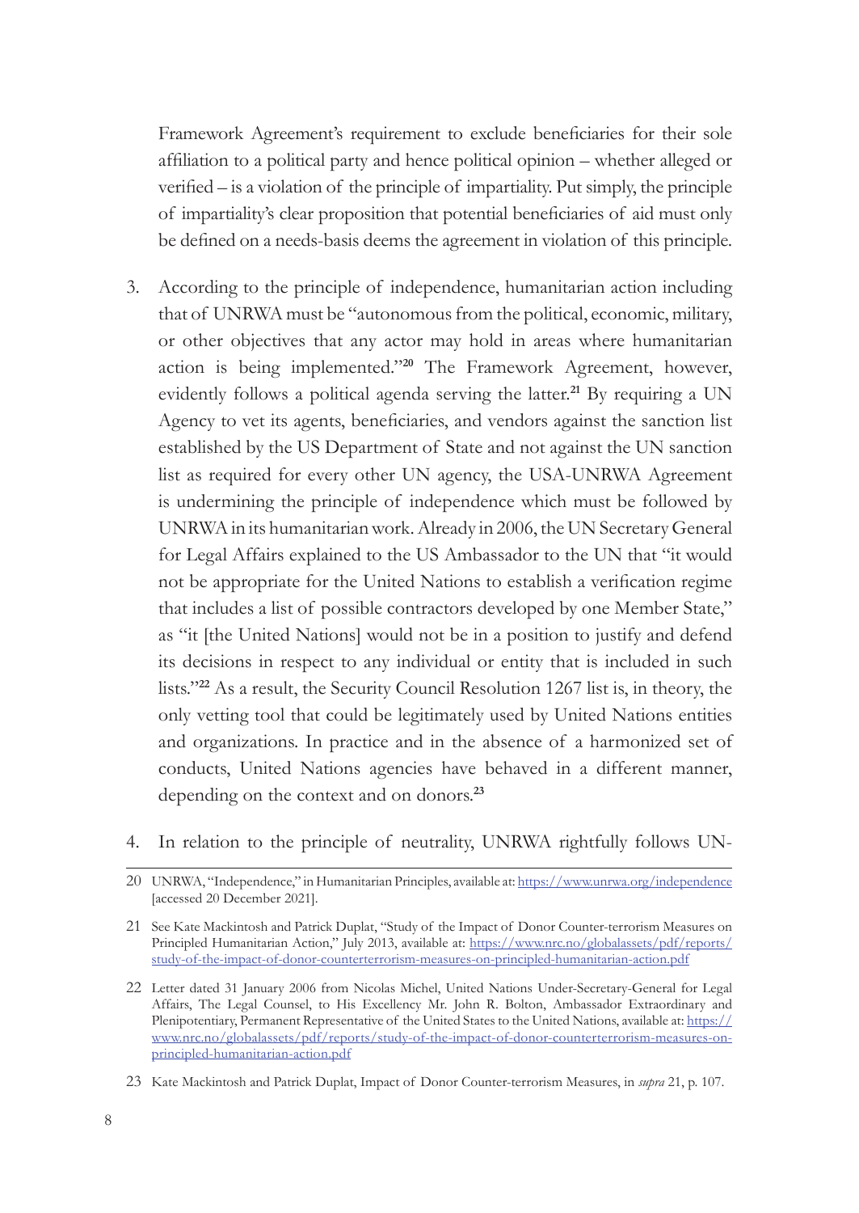Framework Agreement's requirement to exclude beneficiaries for their sole affiliation to a political party and hence political opinion – whether alleged or verified – is a violation of the principle of impartiality. Put simply, the principle of impartiality's clear proposition that potential beneficiaries of aid must only be defined on a needs-basis deems the agreement in violation of this principle.

3. According to the principle of independence, humanitarian action including that of UNRWA must be "autonomous from the political, economic, military, or other objectives that any actor may hold in areas where humanitarian action is being implemented."[20] The Framework Agreement, however, evidently follows a political agenda serving the latter.[21] By requiring a UN Agency to vet its agents, beneficiaries, and vendors against the sanction list established by the US Department of State and not against the UN sanction list as required for every other UN agency, the USA-UNRWA Agreement is undermining the principle of independence which must be followed by UNRWA in its humanitarian work. Already in 2006, the UN Secretary General for Legal Affairs explained to the US Ambassador to the UN that "it would not be appropriate for the United Nations to establish a verification regime that includes a list of possible contractors developed by one Member State," as "it [the United Nations] would not be in a position to justify and defend its decisions in respect to any individual or entity that is included in such lists."[22] As a result, the Security Council Resolution 1267 list is, in theory, the only vetting tool that could be legitimately used by United Nations entities and organizations. In practice and in the absence of a harmonized set of conducts, United Nations agencies have behaved in a different manner, depending on the context and on donors.[23]

4. In relation to the principle of neutrality, UNRWA rightfully follows UN-

---

20 UNRWA, "Independence," in Humanitarian Principles, available at: https://www.unrwa.org/independence [accessed 20 December 2021].

21 See Kate Mackintosh and Patrick Duplat, "Study of the Impact of Donor Counter-terrorism Measures on Principled Humanitarian Action," July 2013, available at: https://www.nrc.no/globalassets/pdf/reports/study-of-the-impact-of-donor-counterterrorism-measures-on-principled-humanitarian-action.pdf

22 Letter dated 31 January 2006 from Nicolas Michel, United Nations Under-Secretary-General for Legal Affairs, The Legal Counsel, to His Excellency Mr. John R. Bolton, Ambassador Extraordinary and Plenipotentiary, Permanent Representative of the United States to the United Nations, available at: https://www.nrc.no/globalassets/pdf/reports/study-of-the-impact-of-donor-counterterrorism-measures-on-principled-humanitarian-action.pdf

23 Kate Mackintosh and Patrick Duplat, Impact of Donor Counter-terrorism Measures, in *supra* 21, p. 107.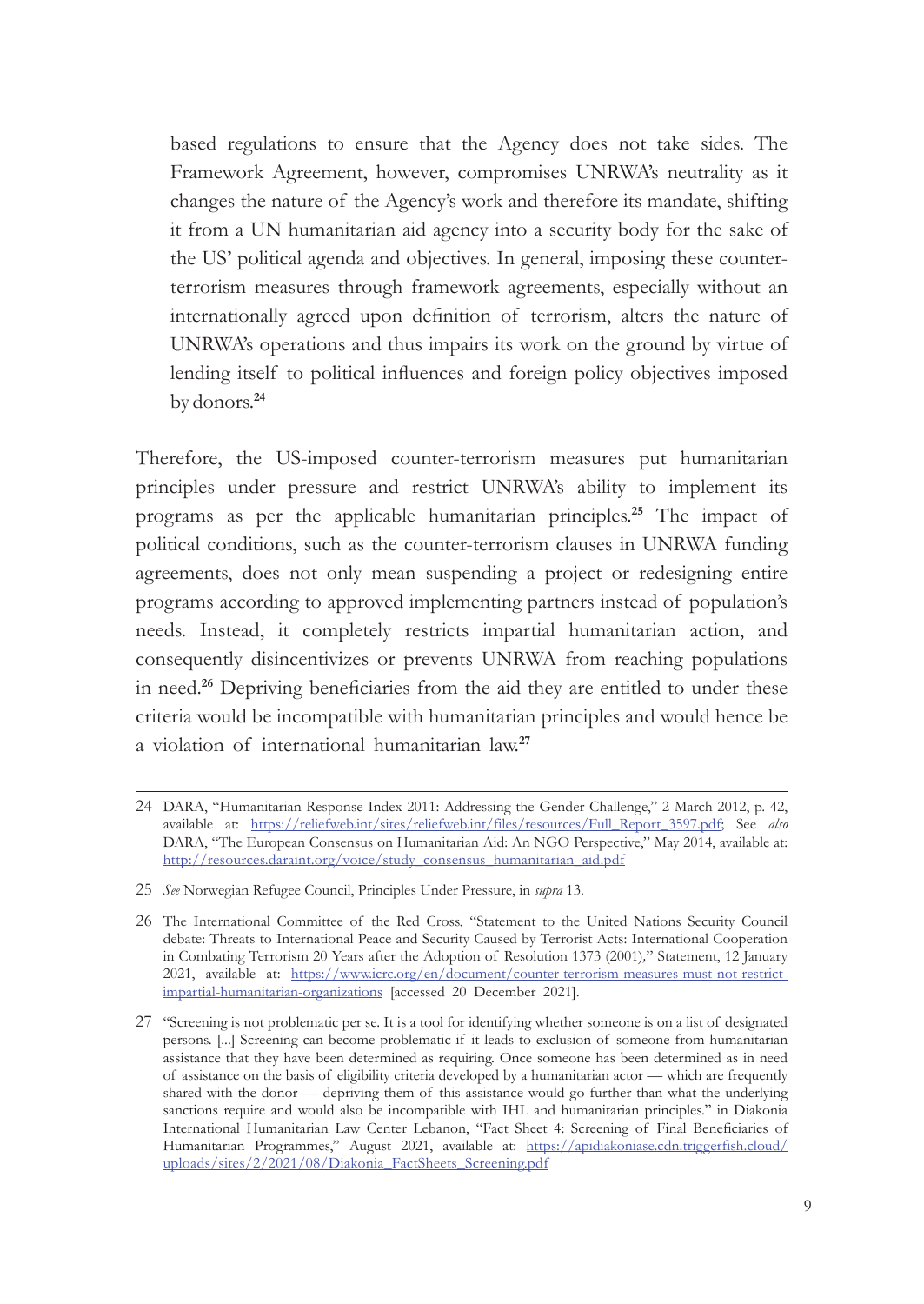based regulations to ensure that the Agency does not take sides. The Framework Agreement, however, compromises UNRWA's neutrality as it changes the nature of the Agency's work and therefore its mandate, shifting it from a UN humanitarian aid agency into a security body for the sake of the US' political agenda and objectives. In general, imposing these counter-terrorism measures through framework agreements, especially without an internationally agreed upon definition of terrorism, alters the nature of UNRWA's operations and thus impairs its work on the ground by virtue of lending itself to political influences and foreign policy objectives imposed by donors.[24]

Therefore, the US-imposed counter-terrorism measures put humanitarian principles under pressure and restrict UNRWA's ability to implement its programs as per the applicable humanitarian principles.[25] The impact of political conditions, such as the counter-terrorism clauses in UNRWA funding agreements, does not only mean suspending a project or redesigning entire programs according to approved implementing partners instead of population's needs. Instead, it completely restricts impartial humanitarian action, and consequently disincentivizes or prevents UNRWA from reaching populations in need.[26] Depriving beneficiaries from the aid they are entitled to under these criteria would be incompatible with humanitarian principles and would hence be a violation of international humanitarian law.[27]

---

24 DARA, "Humanitarian Response Index 2011: Addressing the Gender Challenge," 2 March 2012, p. 42, available at: https://reliefweb.int/sites/reliefweb.int/files/resources/Full_Report_3597.pdf; See *also* DARA, "The European Consensus on Humanitarian Aid: An NGO Perspective," May 2014, available at: http://resources.daraint.org/voice/study_consensus_humanitarian_aid.pdf

25 *See* Norwegian Refugee Council, Principles Under Pressure, in *supra* 13.

26 The International Committee of the Red Cross, "Statement to the United Nations Security Council debate: Threats to International Peace and Security Caused by Terrorist Acts: International Cooperation in Combating Terrorism 20 Years after the Adoption of Resolution 1373 (2001)," Statement, 12 January 2021, available at: https://www.icrc.org/en/document/counter-terrorism-measures-must-not-restrict-impartial-humanitarian-organizations [accessed 20 December 2021].

27 "Screening is not problematic per se. It is a tool for identifying whether someone is on a list of designated persons. [...] Screening can become problematic if it leads to exclusion of someone from humanitarian assistance that they have been determined as requiring. Once someone has been determined as in need of assistance on the basis of eligibility criteria developed by a humanitarian actor — which are frequently shared with the donor — depriving them of this assistance would go further than what the underlying sanctions require and would also be incompatible with IHL and humanitarian principles." in Diakonia International Humanitarian Law Center Lebanon, "Fact Sheet 4: Screening of Final Beneficiaries of Humanitarian Programmes," August 2021, available at: https://apidiakoniase.cdn.triggerfish.cloud/uploads/sites/2/2021/08/Diakonia_FactSheets_Screening.pdf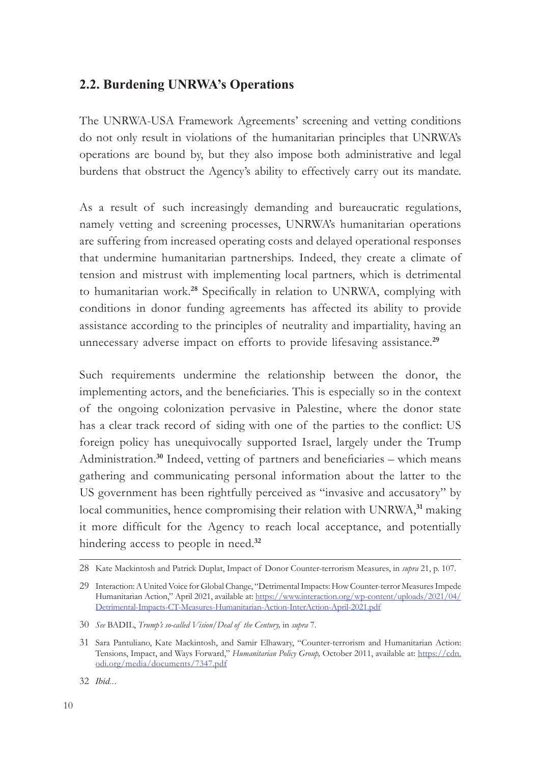## 2.2. Burdening UNRWA's Operations

The UNRWA-USA Framework Agreements' screening and vetting conditions do not only result in violations of the humanitarian principles that UNRWA's operations are bound by, but they also impose both administrative and legal burdens that obstruct the Agency's ability to effectively carry out its mandate.

As a result of such increasingly demanding and bureaucratic regulations, namely vetting and screening processes, UNRWA's humanitarian operations are suffering from increased operating costs and delayed operational responses that undermine humanitarian partnerships. Indeed, they create a climate of tension and mistrust with implementing local partners, which is detrimental to humanitarian work.[28] Specifically in relation to UNRWA, complying with conditions in donor funding agreements has affected its ability to provide assistance according to the principles of neutrality and impartiality, having an unnecessary adverse impact on efforts to provide lifesaving assistance.[29]

Such requirements undermine the relationship between the donor, the implementing actors, and the beneficiaries. This is especially so in the context of the ongoing colonization pervasive in Palestine, where the donor state has a clear track record of siding with one of the parties to the conflict: US foreign policy has unequivocally supported Israel, largely under the Trump Administration.[30] Indeed, vetting of partners and beneficiaries – which means gathering and communicating personal information about the latter to the US government has been rightfully perceived as "invasive and accusatory" by local communities, hence compromising their relation with UNRWA,[31] making it more difficult for the Agency to reach local acceptance, and potentially hindering access to people in need.[32]

---

28 Kate Mackintosh and Patrick Duplat, Impact of Donor Counter-terrorism Measures, in *supra* 21, p. 107.

29 Interaction: A United Voice for Global Change, "Detrimental Impacts: How Counter-terror Measures Impede Humanitarian Action," April 2021, available at: https://www.interaction.org/wp-content/uploads/2021/04/Detrimental-Impacts-CT-Measures-Humanitarian-Action-InterAction-April-2021.pdf

30 *See* BADIL, *Trump's so-called Vision/Deal of the Century,* in *supra* 7.

31 Sara Pantuliano, Kate Mackintosh, and Samir Elhawary, "Counter-terrorism and Humanitarian Action: Tensions, Impact, and Ways Forward," *Humanitarian Policy Group,* October 2011, available at: https://cdn.odi.org/media/documents/7347.pdf

32 *Ibid...*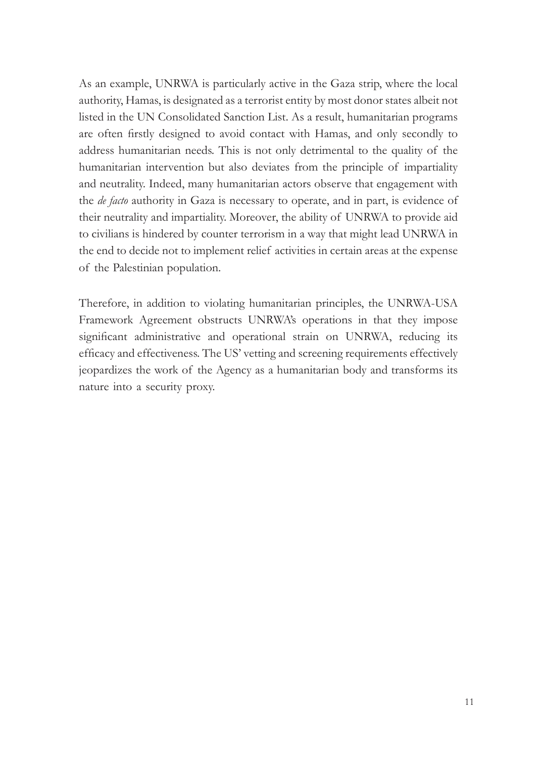As an example, UNRWA is particularly active in the Gaza strip, where the local authority, Hamas, is designated as a terrorist entity by most donor states albeit not listed in the UN Consolidated Sanction List. As a result, humanitarian programs are often firstly designed to avoid contact with Hamas, and only secondly to address humanitarian needs. This is not only detrimental to the quality of the humanitarian intervention but also deviates from the principle of impartiality and neutrality. Indeed, many humanitarian actors observe that engagement with the *de facto* authority in Gaza is necessary to operate, and in part, is evidence of their neutrality and impartiality. Moreover, the ability of UNRWA to provide aid to civilians is hindered by counter terrorism in a way that might lead UNRWA in the end to decide not to implement relief activities in certain areas at the expense of the Palestinian population.

Therefore, in addition to violating humanitarian principles, the UNRWA-USA Framework Agreement obstructs UNRWA's operations in that they impose significant administrative and operational strain on UNRWA, reducing its efficacy and effectiveness. The US' vetting and screening requirements effectively jeopardizes the work of the Agency as a humanitarian body and transforms its nature into a security proxy.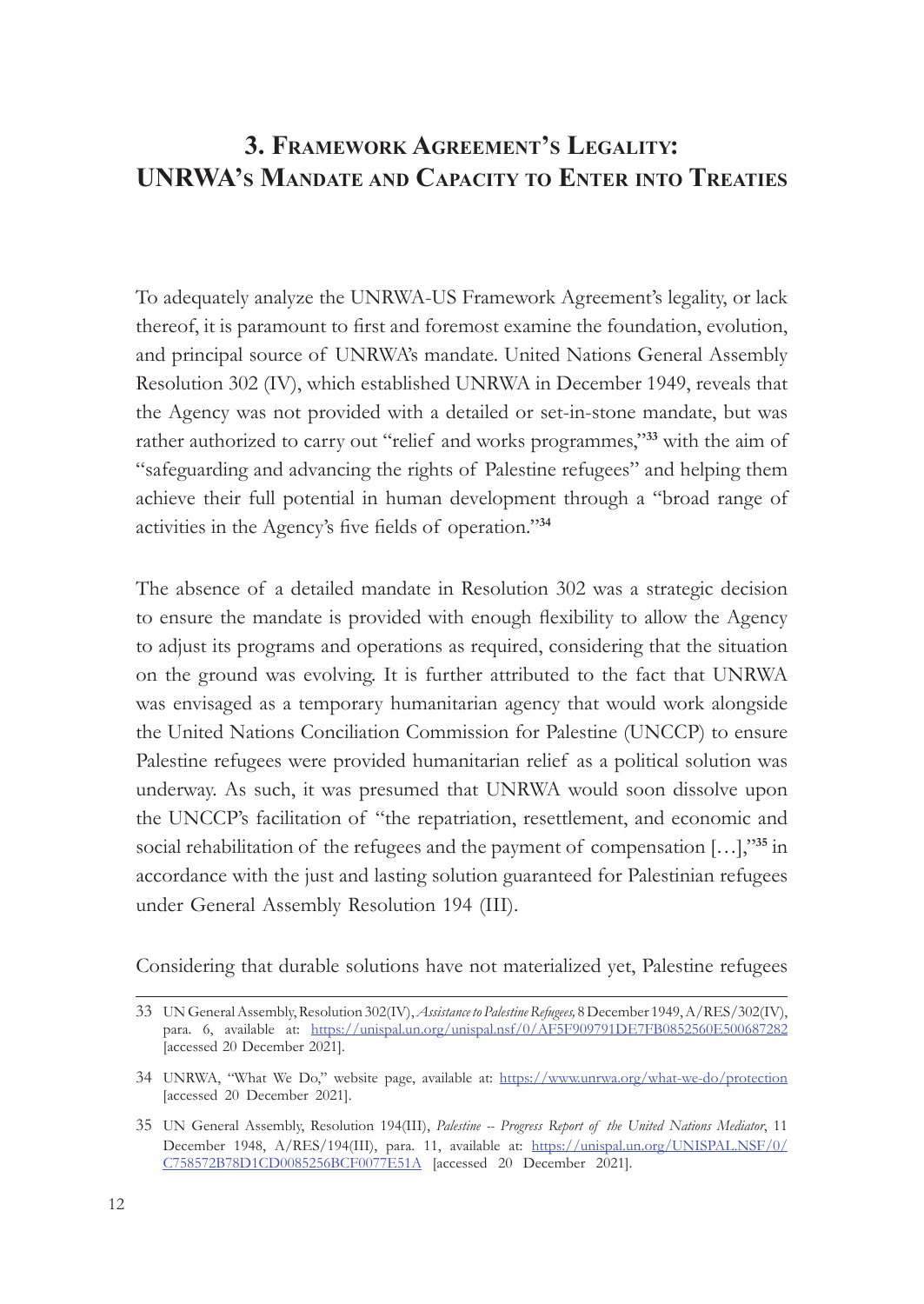## 3. Framework Agreement's Legality: UNRWA's Mandate and Capacity to Enter into Treaties

To adequately analyze the UNRWA-US Framework Agreement's legality, or lack thereof, it is paramount to first and foremost examine the foundation, evolution, and principal source of UNRWA's mandate. United Nations General Assembly Resolution 302 (IV), which established UNRWA in December 1949, reveals that the Agency was not provided with a detailed or set-in-stone mandate, but was rather authorized to carry out "relief and works programmes,"[33] with the aim of "safeguarding and advancing the rights of Palestine refugees" and helping them achieve their full potential in human development through a "broad range of activities in the Agency's five fields of operation."[34]

The absence of a detailed mandate in Resolution 302 was a strategic decision to ensure the mandate is provided with enough flexibility to allow the Agency to adjust its programs and operations as required, considering that the situation on the ground was evolving. It is further attributed to the fact that UNRWA was envisaged as a temporary humanitarian agency that would work alongside the United Nations Conciliation Commission for Palestine (UNCCP) to ensure Palestine refugees were provided humanitarian relief as a political solution was underway. As such, it was presumed that UNRWA would soon dissolve upon the UNCCP's facilitation of "the repatriation, resettlement, and economic and social rehabilitation of the refugees and the payment of compensation […],"[35] in accordance with the just and lasting solution guaranteed for Palestinian refugees under General Assembly Resolution 194 (III).

Considering that durable solutions have not materialized yet, Palestine refugees

---

33 UN General Assembly, Resolution 302(IV), *Assistance to Palestine Refugees,* 8 December 1949, A/RES/302(IV), para. 6, available at: https://unispal.un.org/unispal.nsf/0/AF5F909791DE7FB0852560E500687282 [accessed 20 December 2021].

34 UNRWA, "What We Do," website page, available at: https://www.unrwa.org/what-we-do/protection [accessed 20 December 2021].

35 UN General Assembly, Resolution 194(III), *Palestine -- Progress Report of the United Nations Mediator*, 11 December 1948, A/RES/194(III), para. 11, available at: https://unispal.un.org/UNISPAL.NSF/0/C758572B78D1CD0085256BCF0077E51A [accessed 20 December 2021].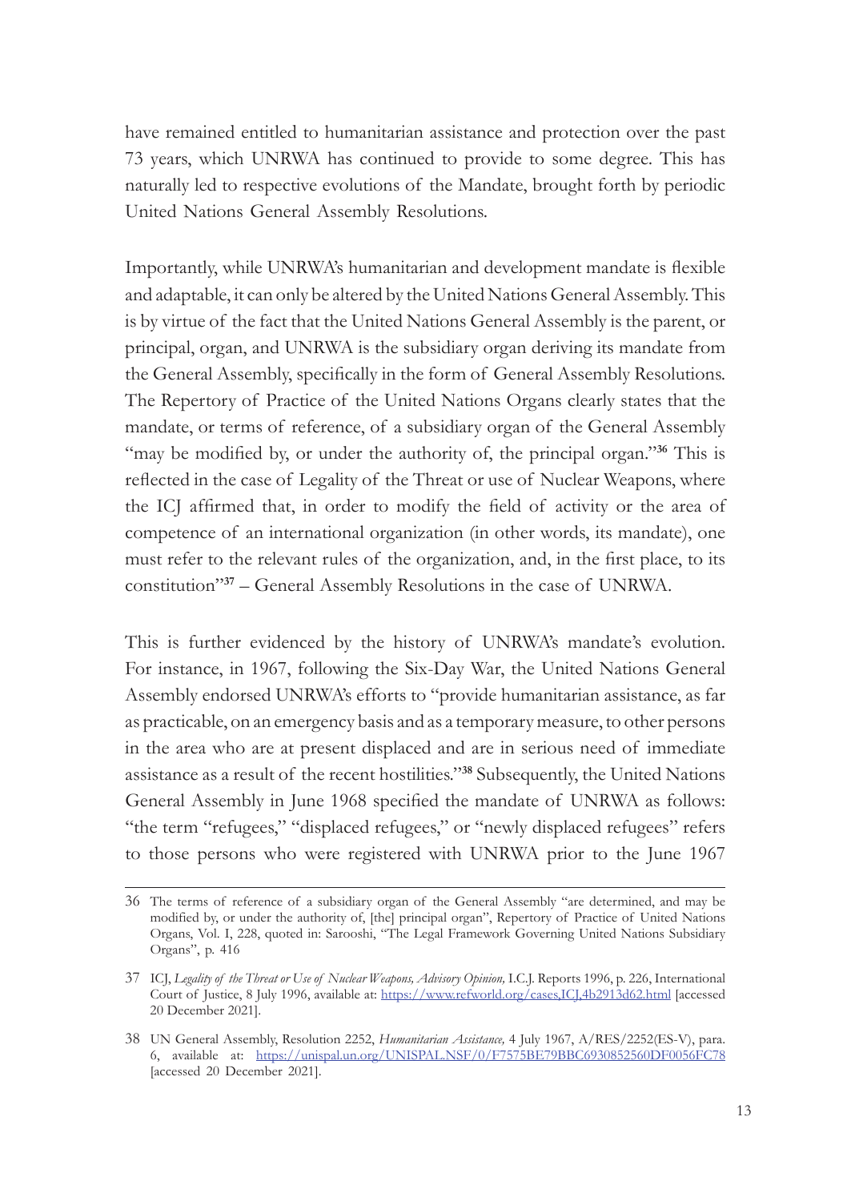have remained entitled to humanitarian assistance and protection over the past 73 years, which UNRWA has continued to provide to some degree. This has naturally led to respective evolutions of the Mandate, brought forth by periodic United Nations General Assembly Resolutions.

Importantly, while UNRWA's humanitarian and development mandate is flexible and adaptable, it can only be altered by the United Nations General Assembly. This is by virtue of the fact that the United Nations General Assembly is the parent, or principal, organ, and UNRWA is the subsidiary organ deriving its mandate from the General Assembly, specifically in the form of General Assembly Resolutions. The Repertory of Practice of the United Nations Organs clearly states that the mandate, or terms of reference, of a subsidiary organ of the General Assembly "may be modified by, or under the authority of, the principal organ."[36] This is reflected in the case of Legality of the Threat or use of Nuclear Weapons, where the ICJ affirmed that, in order to modify the field of activity or the area of competence of an international organization (in other words, its mandate), one must refer to the relevant rules of the organization, and, in the first place, to its constitution"[37] – General Assembly Resolutions in the case of UNRWA.

This is further evidenced by the history of UNRWA's mandate's evolution. For instance, in 1967, following the Six-Day War, the United Nations General Assembly endorsed UNRWA's efforts to "provide humanitarian assistance, as far as practicable, on an emergency basis and as a temporary measure, to other persons in the area who are at present displaced and are in serious need of immediate assistance as a result of the recent hostilities."[38] Subsequently, the United Nations General Assembly in June 1968 specified the mandate of UNRWA as follows: "the term "refugees," "displaced refugees," or "newly displaced refugees" refers to those persons who were registered with UNRWA prior to the June 1967

---

36 The terms of reference of a subsidiary organ of the General Assembly "are determined, and may be modified by, or under the authority of, [the] principal organ", Repertory of Practice of United Nations Organs, Vol. I, 228, quoted in: Sarooshi, "The Legal Framework Governing United Nations Subsidiary Organs", p. 416

37 ICJ, *Legality of the Threat or Use of Nuclear Weapons, Advisory Opinion,* I.C.J. Reports 1996, p. 226, International Court of Justice, 8 July 1996, available at: https://www.refworld.org/cases,ICJ,4b2913d62.html [accessed 20 December 2021].

38 UN General Assembly, Resolution 2252, *Humanitarian Assistance,* 4 July 1967, A/RES/2252(ES-V), para. 6, available at: https://unispal.un.org/UNISPAL.NSF/0/F7575BE79BBC6930852560DF0056FC78 [accessed 20 December 2021].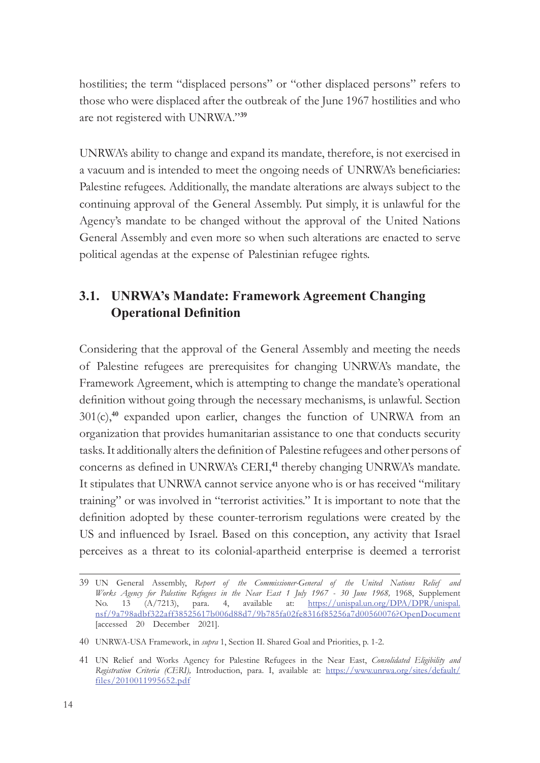hostilities; the term "displaced persons" or "other displaced persons" refers to those who were displaced after the outbreak of the June 1967 hostilities and who are not registered with UNRWA."[39]

UNRWA's ability to change and expand its mandate, therefore, is not exercised in a vacuum and is intended to meet the ongoing needs of UNRWA's beneficiaries: Palestine refugees. Additionally, the mandate alterations are always subject to the continuing approval of the General Assembly. Put simply, it is unlawful for the Agency's mandate to be changed without the approval of the United Nations General Assembly and even more so when such alterations are enacted to serve political agendas at the expense of Palestinian refugee rights.

## 3.1. UNRWA's Mandate: Framework Agreement Changing Operational Definition

Considering that the approval of the General Assembly and meeting the needs of Palestine refugees are prerequisites for changing UNRWA's mandate, the Framework Agreement, which is attempting to change the mandate's operational definition without going through the necessary mechanisms, is unlawful. Section 301(c),[40] expanded upon earlier, changes the function of UNRWA from an organization that provides humanitarian assistance to one that conducts security tasks. It additionally alters the definition of Palestine refugees and other persons of concerns as defined in UNRWA's CERI,[41] thereby changing UNRWA's mandate. It stipulates that UNRWA cannot service anyone who is or has received "military training" or was involved in "terrorist activities." It is important to note that the definition adopted by these counter-terrorism regulations were created by the US and influenced by Israel. Based on this conception, any activity that Israel perceives as a threat to its colonial-apartheid enterprise is deemed a terrorist

---

39 UN General Assembly, *Report of the Commissioner-General of the United Nations Relief and Works Agency for Palestine Refugees in the Near East 1 July 1967 - 30 June 1968,* 1968, Supplement No. 13 (A/7213), para. 4, available at: https://unispal.un.org/DPA/DPR/unispal.nsf/9a798adbf322aff38525617b006d88d7/9b785fa02fe8316f85256a7d00560076?OpenDocument [accessed 20 December 2021].

40 UNRWA-USA Framework, in *supra* 1, Section II. Shared Goal and Priorities, p. 1-2.

41 UN Relief and Works Agency for Palestine Refugees in the Near East, *Consolidated Eligibility and Registration Criteria (CERI),* Introduction, para. I, available at: https://www.unrwa.org/sites/default/files/2010011995652.pdf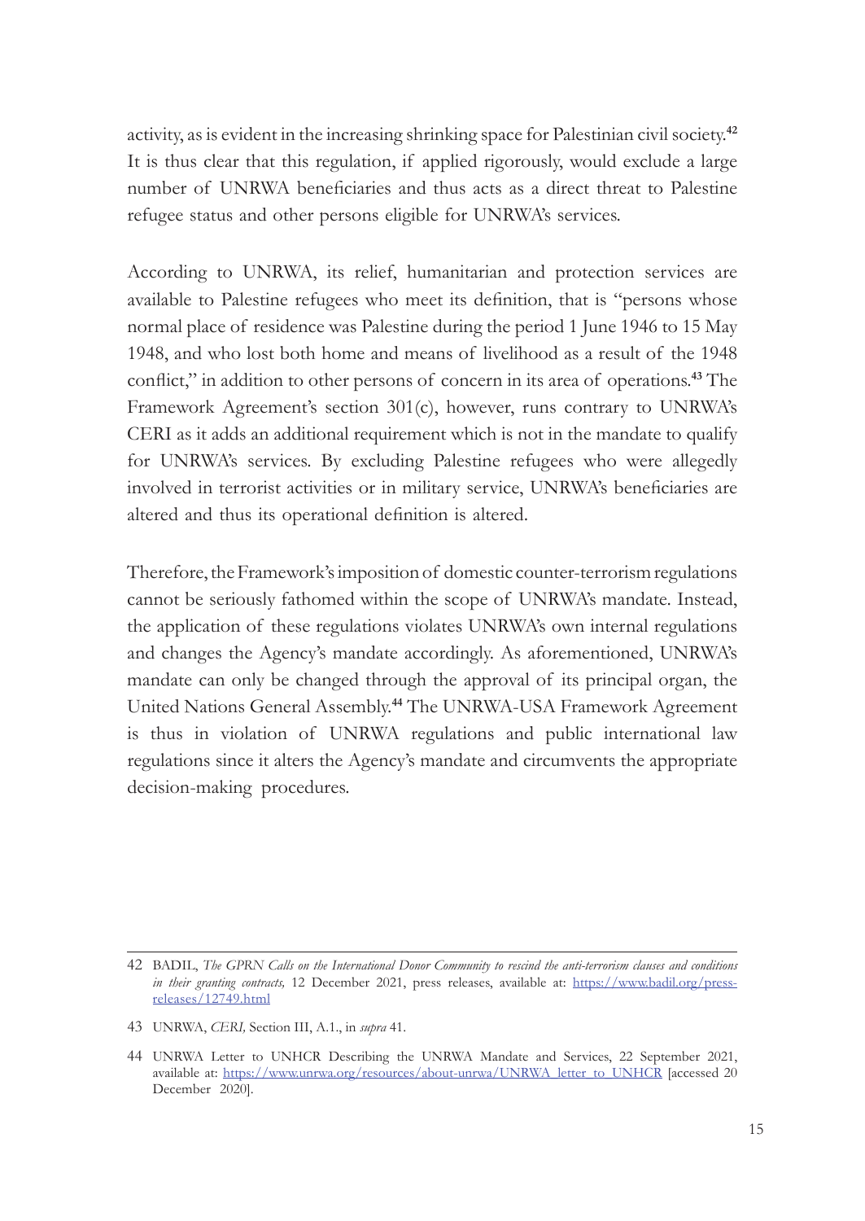activity, as is evident in the increasing shrinking space for Palestinian civil society.[42] It is thus clear that this regulation, if applied rigorously, would exclude a large number of UNRWA beneficiaries and thus acts as a direct threat to Palestine refugee status and other persons eligible for UNRWA's services.

According to UNRWA, its relief, humanitarian and protection services are available to Palestine refugees who meet its definition, that is "persons whose normal place of residence was Palestine during the period 1 June 1946 to 15 May 1948, and who lost both home and means of livelihood as a result of the 1948 conflict," in addition to other persons of concern in its area of operations.[43] The Framework Agreement's section 301(c), however, runs contrary to UNRWA's CERI as it adds an additional requirement which is not in the mandate to qualify for UNRWA's services. By excluding Palestine refugees who were allegedly involved in terrorist activities or in military service, UNRWA's beneficiaries are altered and thus its operational definition is altered.

Therefore, the Framework's imposition of domestic counter-terrorism regulations cannot be seriously fathomed within the scope of UNRWA's mandate. Instead, the application of these regulations violates UNRWA's own internal regulations and changes the Agency's mandate accordingly. As aforementioned, UNRWA's mandate can only be changed through the approval of its principal organ, the United Nations General Assembly.[44] The UNRWA-USA Framework Agreement is thus in violation of UNRWA regulations and public international law regulations since it alters the Agency's mandate and circumvents the appropriate decision-making procedures.

---

42 BADIL, *The GPRN Calls on the International Donor Community to rescind the anti-terrorism clauses and conditions in their granting contracts,* 12 December 2021, press releases, available at: https://www.badil.org/press-releases/12749.html

43 UNRWA, *CERI,* Section III, A.1., in *supra* 41.

44 UNRWA Letter to UNHCR Describing the UNRWA Mandate and Services, 22 September 2021, available at: https://www.unrwa.org/resources/about-unrwa/UNRWA_letter_to_UNHCR [accessed 20 December 2020].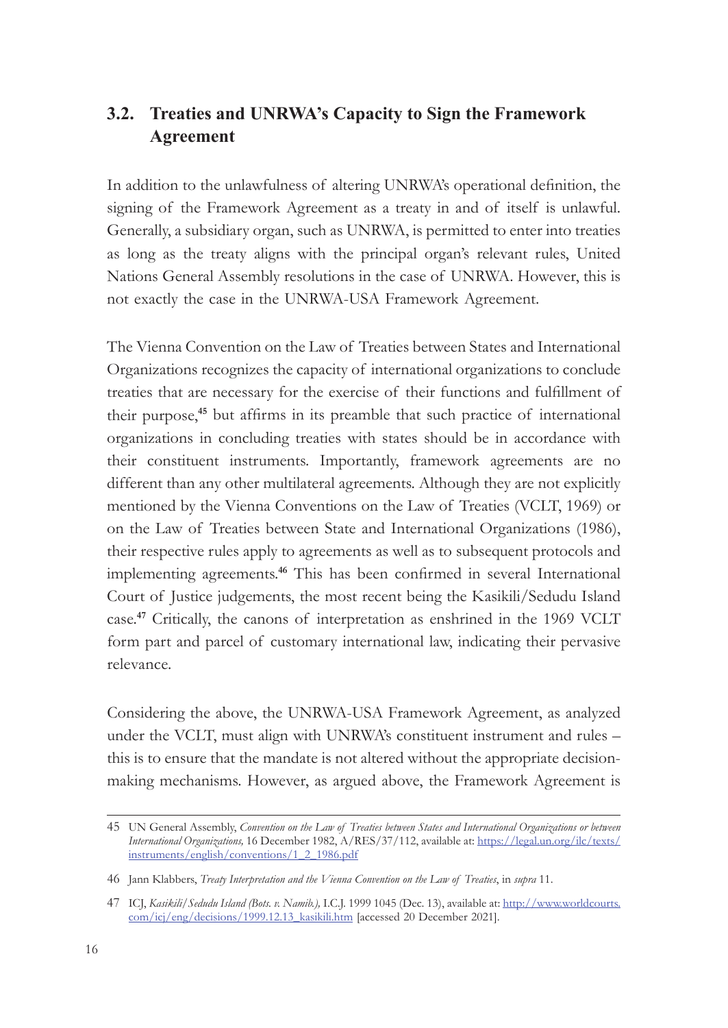## 3.2. Treaties and UNRWA's Capacity to Sign the Framework Agreement

In addition to the unlawfulness of altering UNRWA's operational definition, the signing of the Framework Agreement as a treaty in and of itself is unlawful. Generally, a subsidiary organ, such as UNRWA, is permitted to enter into treaties as long as the treaty aligns with the principal organ's relevant rules, United Nations General Assembly resolutions in the case of UNRWA. However, this is not exactly the case in the UNRWA-USA Framework Agreement.

The Vienna Convention on the Law of Treaties between States and International Organizations recognizes the capacity of international organizations to conclude treaties that are necessary for the exercise of their functions and fulfillment of their purpose,[45] but affirms in its preamble that such practice of international organizations in concluding treaties with states should be in accordance with their constituent instruments. Importantly, framework agreements are no different than any other multilateral agreements. Although they are not explicitly mentioned by the Vienna Conventions on the Law of Treaties (VCLT, 1969) or on the Law of Treaties between State and International Organizations (1986), their respective rules apply to agreements as well as to subsequent protocols and implementing agreements.[46] This has been confirmed in several International Court of Justice judgements, the most recent being the Kasikili/Sedudu Island case.[47] Critically, the canons of interpretation as enshrined in the 1969 VCLT form part and parcel of customary international law, indicating their pervasive relevance.

Considering the above, the UNRWA-USA Framework Agreement, as analyzed under the VCLT, must align with UNRWA's constituent instrument and rules – this is to ensure that the mandate is not altered without the appropriate decision-making mechanisms. However, as argued above, the Framework Agreement is

---

45 UN General Assembly, *Convention on the Law of Treaties between States and International Organizations or between International Organizations,* 16 December 1982, A/RES/37/112, available at: https://legal.un.org/ilc/texts/instruments/english/conventions/1_2_1986.pdf

46 Jann Klabbers, *Treaty Interpretation and the Vienna Convention on the Law of Treaties*, in *supra* 11.

47 ICJ, *Kasikili/Sedudu Island (Bots. v. Namib.),* I.C.J. 1999 1045 (Dec. 13), available at: http://www.worldcourts.com/icj/eng/decisions/1999.12.13_kasikili.htm [accessed 20 December 2021].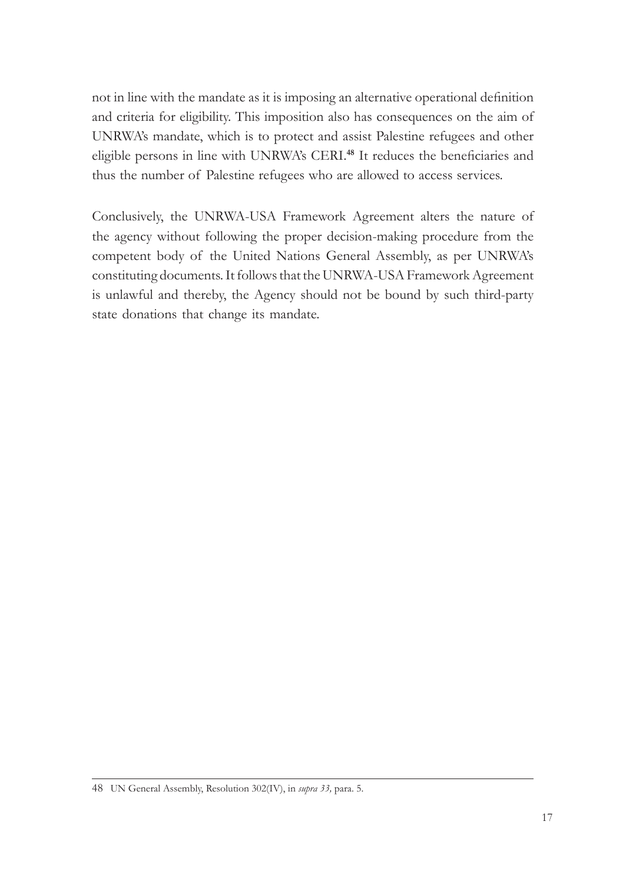not in line with the mandate as it is imposing an alternative operational definition and criteria for eligibility. This imposition also has consequences on the aim of UNRWA's mandate, which is to protect and assist Palestine refugees and other eligible persons in line with UNRWA's CERI.[48] It reduces the beneficiaries and thus the number of Palestine refugees who are allowed to access services.

Conclusively, the UNRWA-USA Framework Agreement alters the nature of the agency without following the proper decision-making procedure from the competent body of the United Nations General Assembly, as per UNRWA's constituting documents. It follows that the UNRWA-USA Framework Agreement is unlawful and thereby, the Agency should not be bound by such third-party state donations that change its mandate.

48 UN General Assembly, Resolution 302(IV), in *supra 33,* para. 5.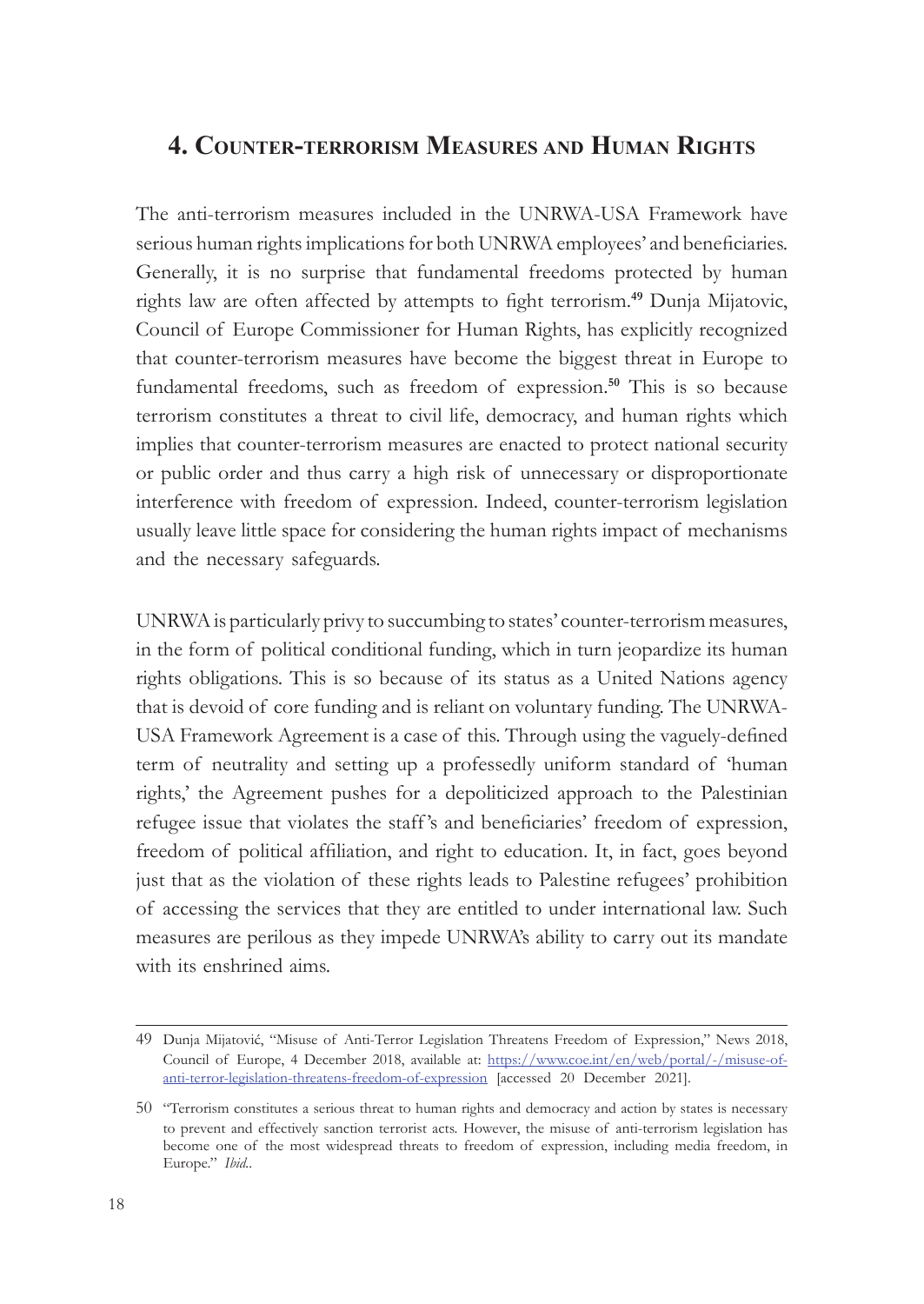## 4. Counter-terrorism Measures and Human Rights

The anti-terrorism measures included in the UNRWA-USA Framework have serious human rights implications for both UNRWA employees' and beneficiaries. Generally, it is no surprise that fundamental freedoms protected by human rights law are often affected by attempts to fight terrorism.[49] Dunja Mijatovic, Council of Europe Commissioner for Human Rights, has explicitly recognized that counter-terrorism measures have become the biggest threat in Europe to fundamental freedoms, such as freedom of expression.[50] This is so because terrorism constitutes a threat to civil life, democracy, and human rights which implies that counter-terrorism measures are enacted to protect national security or public order and thus carry a high risk of unnecessary or disproportionate interference with freedom of expression. Indeed, counter-terrorism legislation usually leave little space for considering the human rights impact of mechanisms and the necessary safeguards.

UNRWA is particularly privy to succumbing to states' counter-terrorism measures, in the form of political conditional funding, which in turn jeopardize its human rights obligations. This is so because of its status as a United Nations agency that is devoid of core funding and is reliant on voluntary funding. The UNRWA-USA Framework Agreement is a case of this. Through using the vaguely-defined term of neutrality and setting up a professedly uniform standard of 'human rights,' the Agreement pushes for a depoliticized approach to the Palestinian refugee issue that violates the staff's and beneficiaries' freedom of expression, freedom of political affiliation, and right to education. It, in fact, goes beyond just that as the violation of these rights leads to Palestine refugees' prohibition of accessing the services that they are entitled to under international law. Such measures are perilous as they impede UNRWA's ability to carry out its mandate with its enshrined aims.

---

49 Dunja Mijatović, "Misuse of Anti-Terror Legislation Threatens Freedom of Expression," News 2018, Council of Europe, 4 December 2018, available at: https://www.coe.int/en/web/portal/-/misuse-of-anti-terror-legislation-threatens-freedom-of-expression [accessed 20 December 2021].

50 "Terrorism constitutes a serious threat to human rights and democracy and action by states is necessary to prevent and effectively sanction terrorist acts. However, the misuse of anti-terrorism legislation has become one of the most widespread threats to freedom of expression, including media freedom, in Europe." *Ibid.*.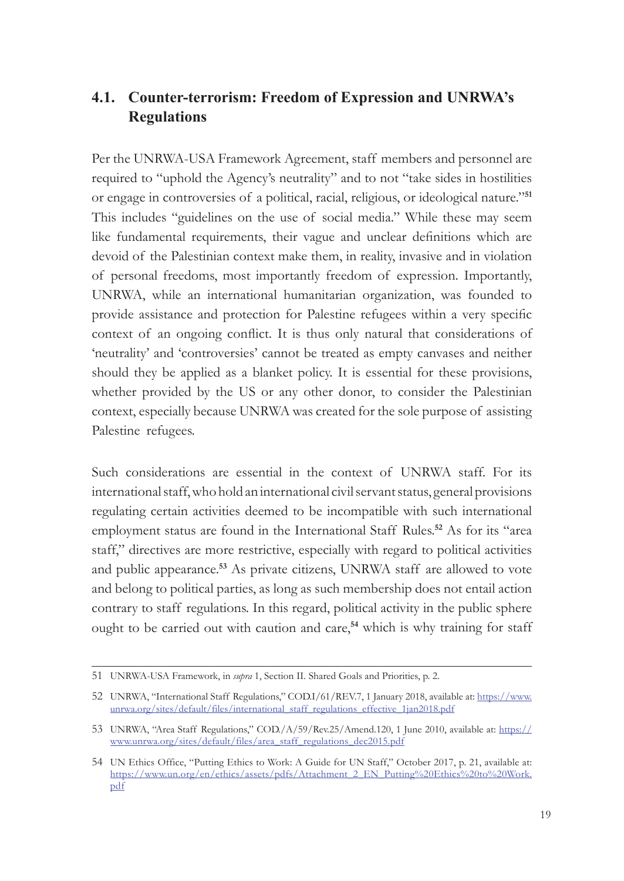## 4.1. Counter-terrorism: Freedom of Expression and UNRWA's Regulations

Per the UNRWA-USA Framework Agreement, staff members and personnel are required to "uphold the Agency's neutrality" and to not "take sides in hostilities or engage in controversies of a political, racial, religious, or ideological nature."[51] This includes "guidelines on the use of social media." While these may seem like fundamental requirements, their vague and unclear definitions which are devoid of the Palestinian context make them, in reality, invasive and in violation of personal freedoms, most importantly freedom of expression. Importantly, UNRWA, while an international humanitarian organization, was founded to provide assistance and protection for Palestine refugees within a very specific context of an ongoing conflict. It is thus only natural that considerations of 'neutrality' and 'controversies' cannot be treated as empty canvases and neither should they be applied as a blanket policy. It is essential for these provisions, whether provided by the US or any other donor, to consider the Palestinian context, especially because UNRWA was created for the sole purpose of assisting Palestine refugees.

Such considerations are essential in the context of UNRWA staff. For its international staff, who hold an international civil servant status, general provisions regulating certain activities deemed to be incompatible with such international employment status are found in the International Staff Rules.[52] As for its "area staff," directives are more restrictive, especially with regard to political activities and public appearance.[53] As private citizens, UNRWA staff are allowed to vote and belong to political parties, as long as such membership does not entail action contrary to staff regulations. In this regard, political activity in the public sphere ought to be carried out with caution and care,[54] which is why training for staff

---

51 UNRWA-USA Framework, in *supra* 1, Section II. Shared Goals and Priorities, p. 2.

52 UNRWA, "International Staff Regulations," COD.I/61/REV.7, 1 January 2018, available at: https://www.unrwa.org/sites/default/files/international_staff_regulations_effective_1jan2018.pdf

53 UNRWA, "Area Staff Regulations," COD./A/59/Rev.25/Amend.120, 1 June 2010, available at: https://www.unrwa.org/sites/default/files/area_staff_regulations_dec2015.pdf

54 UN Ethics Office, "Putting Ethics to Work: A Guide for UN Staff," October 2017, p. 21, available at: https://www.un.org/en/ethics/assets/pdfs/Attachment_2_EN_Putting%20Ethics%20to%20Work.pdf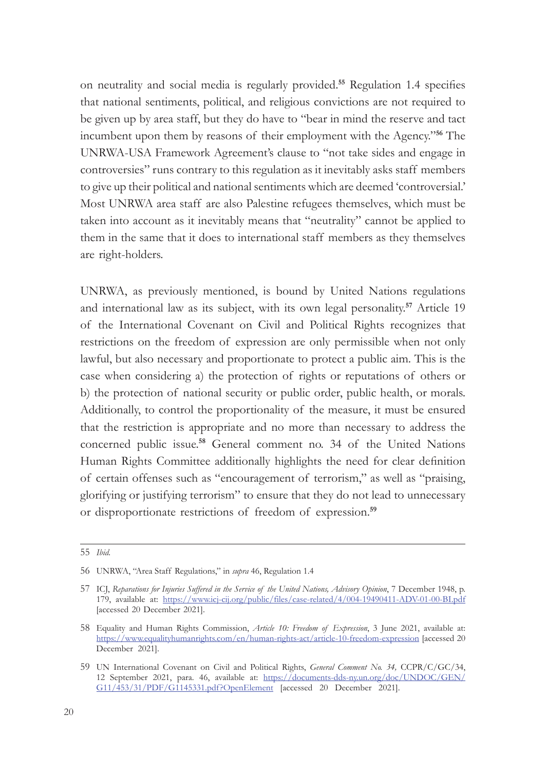on neutrality and social media is regularly provided.[55] Regulation 1.4 specifies that national sentiments, political, and religious convictions are not required to be given up by area staff, but they do have to "bear in mind the reserve and tact incumbent upon them by reasons of their employment with the Agency."[56] The UNRWA-USA Framework Agreement's clause to "not take sides and engage in controversies" runs contrary to this regulation as it inevitably asks staff members to give up their political and national sentiments which are deemed 'controversial.' Most UNRWA area staff are also Palestine refugees themselves, which must be taken into account as it inevitably means that "neutrality" cannot be applied to them in the same that it does to international staff members as they themselves are right-holders.

UNRWA, as previously mentioned, is bound by United Nations regulations and international law as its subject, with its own legal personality.[57] Article 19 of the International Covenant on Civil and Political Rights recognizes that restrictions on the freedom of expression are only permissible when not only lawful, but also necessary and proportionate to protect a public aim. This is the case when considering a) the protection of rights or reputations of others or b) the protection of national security or public order, public health, or morals. Additionally, to control the proportionality of the measure, it must be ensured that the restriction is appropriate and no more than necessary to address the concerned public issue.[58] General comment no. 34 of the United Nations Human Rights Committee additionally highlights the need for clear definition of certain offenses such as "encouragement of terrorism," as well as "praising, glorifying or justifying terrorism" to ensure that they do not lead to unnecessary or disproportionate restrictions of freedom of expression.[59]

---

55 *Ibid.*

56 UNRWA, "Area Staff Regulations," in *supra* 46, Regulation 1.4

57 ICJ, *Reparations for Injuries Suffered in the Service of the United Nations, Advisory Opinion*, 7 December 1948, p. 179, available at: https://www.icj-cij.org/public/files/case-related/4/004-19490411-ADV-01-00-BI.pdf [accessed 20 December 2021].

58 Equality and Human Rights Commission, *Article 10: Freedom of Expression*, 3 June 2021, available at: https://www.equalityhumanrights.com/en/human-rights-act/article-10-freedom-expression [accessed 20 December 2021].

59 UN International Covenant on Civil and Political Rights, *General Comment No. 34,* CCPR/C/GC/34, 12 September 2021, para. 46, available at: https://documents-dds-ny.un.org/doc/UNDOC/GEN/G11/453/31/PDF/G1145331.pdf?OpenElement [accessed 20 December 2021].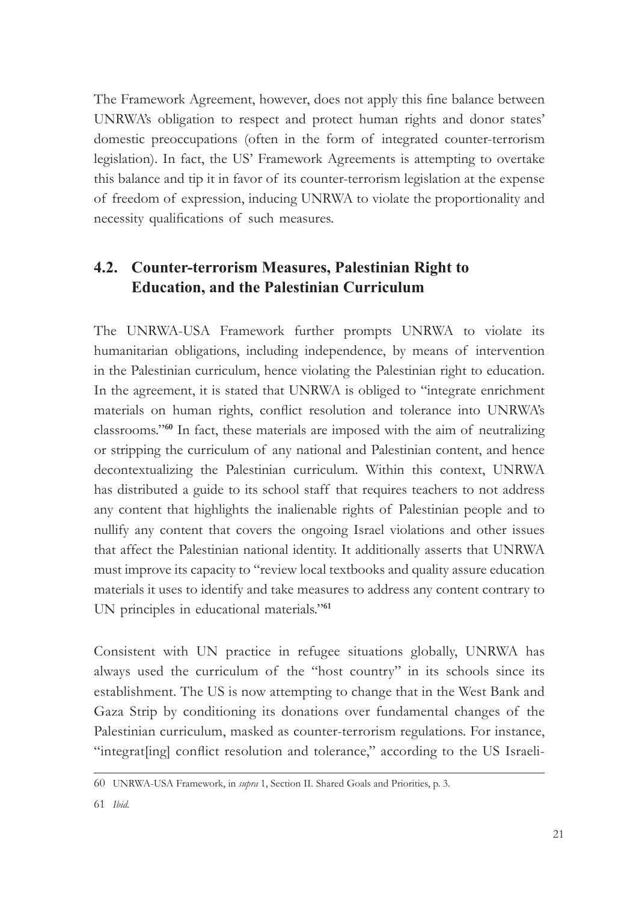The Framework Agreement, however, does not apply this fine balance between UNRWA's obligation to respect and protect human rights and donor states' domestic preoccupations (often in the form of integrated counter-terrorism legislation). In fact, the US' Framework Agreements is attempting to overtake this balance and tip it in favor of its counter-terrorism legislation at the expense of freedom of expression, inducing UNRWA to violate the proportionality and necessity qualifications of such measures.

## 4.2. Counter-terrorism Measures, Palestinian Right to Education, and the Palestinian Curriculum

The UNRWA-USA Framework further prompts UNRWA to violate its humanitarian obligations, including independence, by means of intervention in the Palestinian curriculum, hence violating the Palestinian right to education. In the agreement, it is stated that UNRWA is obliged to "integrate enrichment materials on human rights, conflict resolution and tolerance into UNRWA's classrooms."[60] In fact, these materials are imposed with the aim of neutralizing or stripping the curriculum of any national and Palestinian content, and hence decontextualizing the Palestinian curriculum. Within this context, UNRWA has distributed a guide to its school staff that requires teachers to not address any content that highlights the inalienable rights of Palestinian people and to nullify any content that covers the ongoing Israel violations and other issues that affect the Palestinian national identity. It additionally asserts that UNRWA must improve its capacity to "review local textbooks and quality assure education materials it uses to identify and take measures to address any content contrary to UN principles in educational materials."[61]

Consistent with UN practice in refugee situations globally, UNRWA has always used the curriculum of the "host country" in its schools since its establishment. The US is now attempting to change that in the West Bank and Gaza Strip by conditioning its donations over fundamental changes of the Palestinian curriculum, masked as counter-terrorism regulations. For instance, "integrat[ing] conflict resolution and tolerance," according to the US Israeli-

---

60 UNRWA-USA Framework, in *supra* 1, Section II. Shared Goals and Priorities, p. 3.

61 *Ibid.*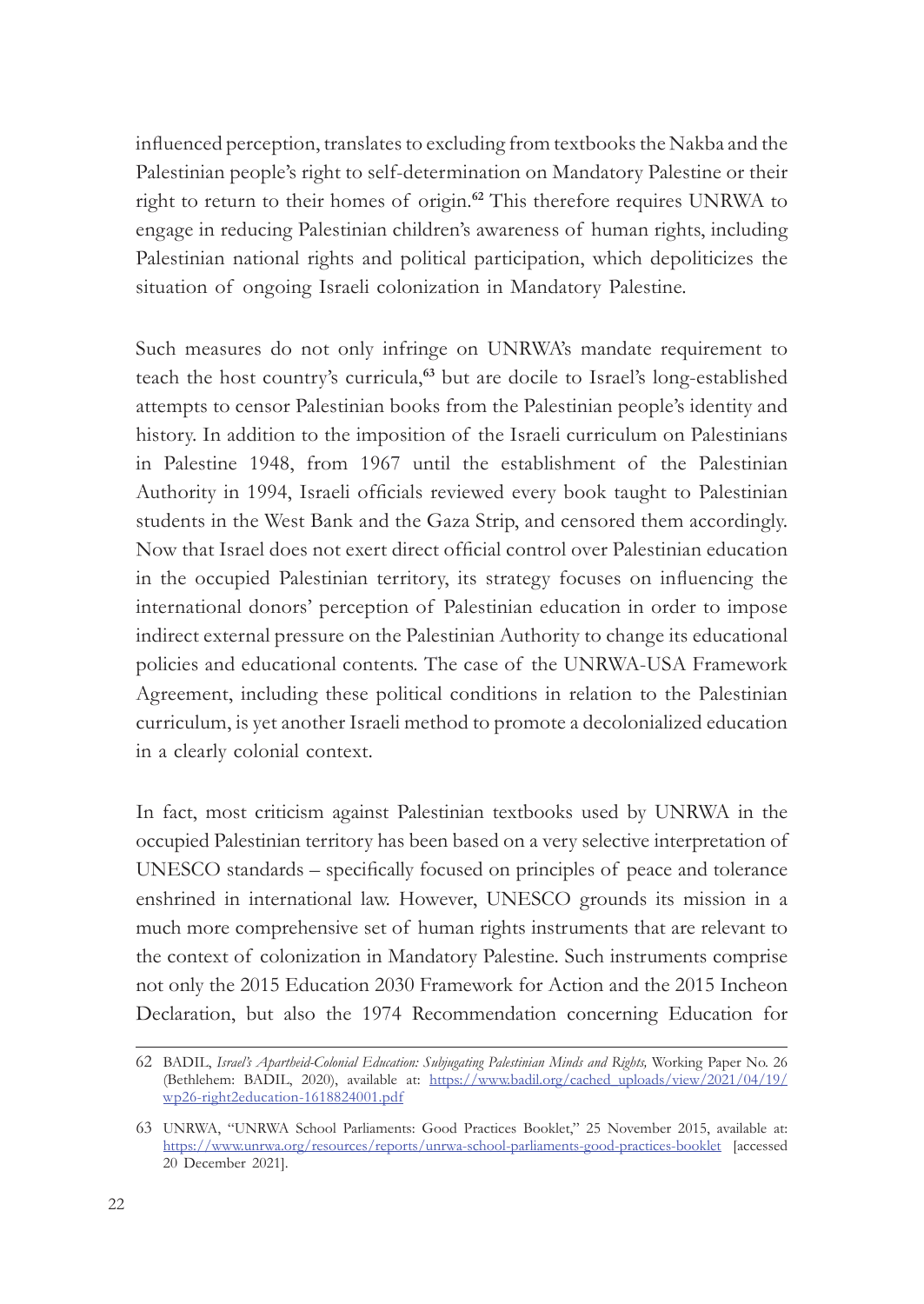influenced perception, translates to excluding from textbooks the Nakba and the Palestinian people's right to self-determination on Mandatory Palestine or their right to return to their homes of origin.[62] This therefore requires UNRWA to engage in reducing Palestinian children's awareness of human rights, including Palestinian national rights and political participation, which depoliticizes the situation of ongoing Israeli colonization in Mandatory Palestine.

Such measures do not only infringe on UNRWA's mandate requirement to teach the host country's curricula,[63] but are docile to Israel's long-established attempts to censor Palestinian books from the Palestinian people's identity and history. In addition to the imposition of the Israeli curriculum on Palestinians in Palestine 1948, from 1967 until the establishment of the Palestinian Authority in 1994, Israeli officials reviewed every book taught to Palestinian students in the West Bank and the Gaza Strip, and censored them accordingly. Now that Israel does not exert direct official control over Palestinian education in the occupied Palestinian territory, its strategy focuses on influencing the international donors' perception of Palestinian education in order to impose indirect external pressure on the Palestinian Authority to change its educational policies and educational contents. The case of the UNRWA-USA Framework Agreement, including these political conditions in relation to the Palestinian curriculum, is yet another Israeli method to promote a decolonialized education in a clearly colonial context.

In fact, most criticism against Palestinian textbooks used by UNRWA in the occupied Palestinian territory has been based on a very selective interpretation of UNESCO standards – specifically focused on principles of peace and tolerance enshrined in international law. However, UNESCO grounds its mission in a much more comprehensive set of human rights instruments that are relevant to the context of colonization in Mandatory Palestine. Such instruments comprise not only the 2015 Education 2030 Framework for Action and the 2015 Incheon Declaration, but also the 1974 Recommendation concerning Education for

---

62 BADIL, *Israel's Apartheid-Colonial Education: Subjugating Palestinian Minds and Rights,* Working Paper No. 26 (Bethlehem: BADIL, 2020), available at: https://www.badil.org/cached_uploads/view/2021/04/19/wp26-right2education-1618824001.pdf

63 UNRWA, "UNRWA School Parliaments: Good Practices Booklet," 25 November 2015, available at: https://www.unrwa.org/resources/reports/unrwa-school-parliaments-good-practices-booklet [accessed 20 December 2021].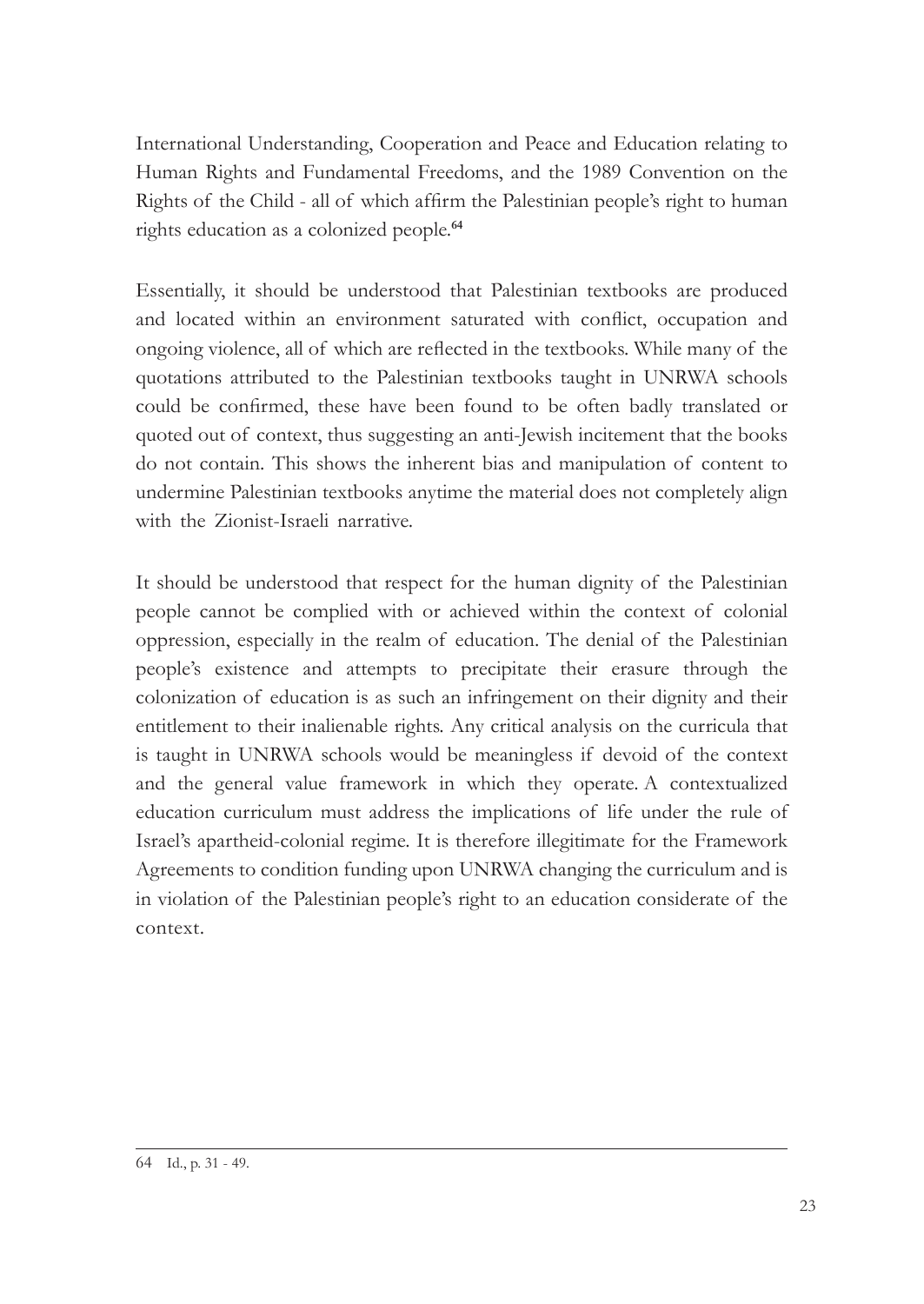International Understanding, Cooperation and Peace and Education relating to Human Rights and Fundamental Freedoms, and the 1989 Convention on the Rights of the Child - all of which affirm the Palestinian people's right to human rights education as a colonized people.[64]

Essentially, it should be understood that Palestinian textbooks are produced and located within an environment saturated with conflict, occupation and ongoing violence, all of which are reflected in the textbooks. While many of the quotations attributed to the Palestinian textbooks taught in UNRWA schools could be confirmed, these have been found to be often badly translated or quoted out of context, thus suggesting an anti-Jewish incitement that the books do not contain. This shows the inherent bias and manipulation of content to undermine Palestinian textbooks anytime the material does not completely align with the Zionist-Israeli narrative.

It should be understood that respect for the human dignity of the Palestinian people cannot be complied with or achieved within the context of colonial oppression, especially in the realm of education. The denial of the Palestinian people's existence and attempts to precipitate their erasure through the colonization of education is as such an infringement on their dignity and their entitlement to their inalienable rights. Any critical analysis on the curricula that is taught in UNRWA schools would be meaningless if devoid of the context and the general value framework in which they operate. A contextualized education curriculum must address the implications of life under the rule of Israel's apartheid-colonial regime. It is therefore illegitimate for the Framework Agreements to condition funding upon UNRWA changing the curriculum and is in violation of the Palestinian people's right to an education considerate of the context.

---

64 Id., p. 31 - 49.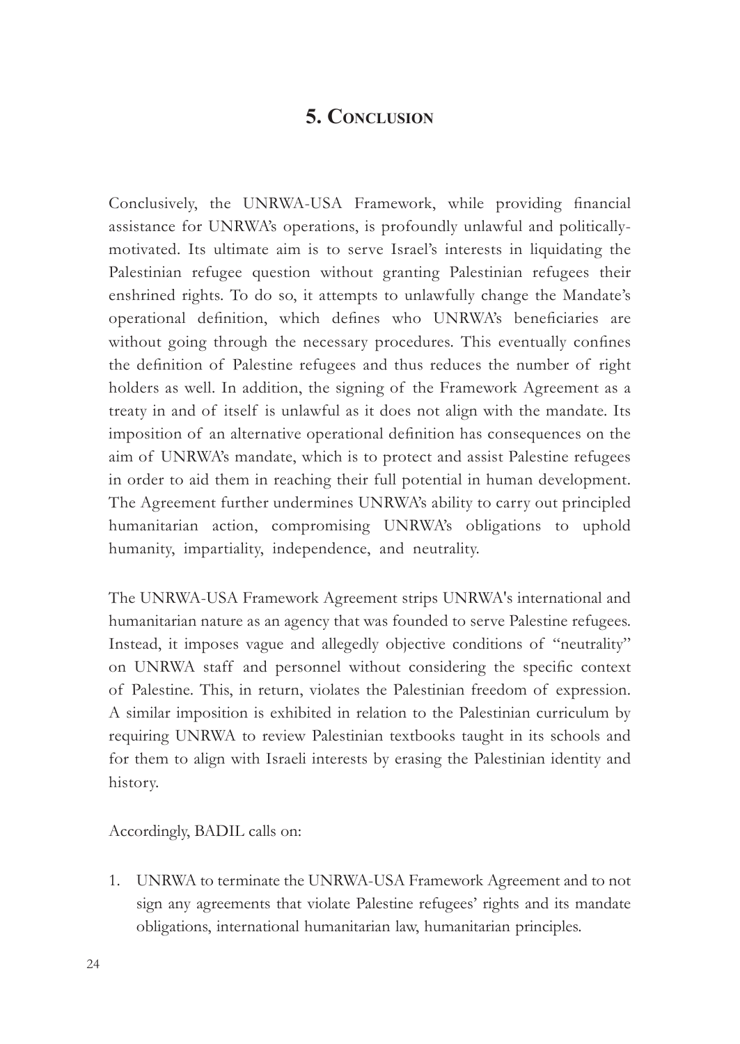## 5. Conclusion

Conclusively, the UNRWA-USA Framework, while providing financial assistance for UNRWA's operations, is profoundly unlawful and politically-motivated. Its ultimate aim is to serve Israel's interests in liquidating the Palestinian refugee question without granting Palestinian refugees their enshrined rights. To do so, it attempts to unlawfully change the Mandate's operational definition, which defines who UNRWA's beneficiaries are without going through the necessary procedures. This eventually confines the definition of Palestine refugees and thus reduces the number of right holders as well. In addition, the signing of the Framework Agreement as a treaty in and of itself is unlawful as it does not align with the mandate. Its imposition of an alternative operational definition has consequences on the aim of UNRWA's mandate, which is to protect and assist Palestine refugees in order to aid them in reaching their full potential in human development. The Agreement further undermines UNRWA's ability to carry out principled humanitarian action, compromising UNRWA's obligations to uphold humanity, impartiality, independence, and neutrality.

The UNRWA-USA Framework Agreement strips UNRWA's international and humanitarian nature as an agency that was founded to serve Palestine refugees. Instead, it imposes vague and allegedly objective conditions of "neutrality" on UNRWA staff and personnel without considering the specific context of Palestine. This, in return, violates the Palestinian freedom of expression. A similar imposition is exhibited in relation to the Palestinian curriculum by requiring UNRWA to review Palestinian textbooks taught in its schools and for them to align with Israeli interests by erasing the Palestinian identity and history.

Accordingly, BADIL calls on:

1. UNRWA to terminate the UNRWA-USA Framework Agreement and to not sign any agreements that violate Palestine refugees' rights and its mandate obligations, international humanitarian law, humanitarian principles.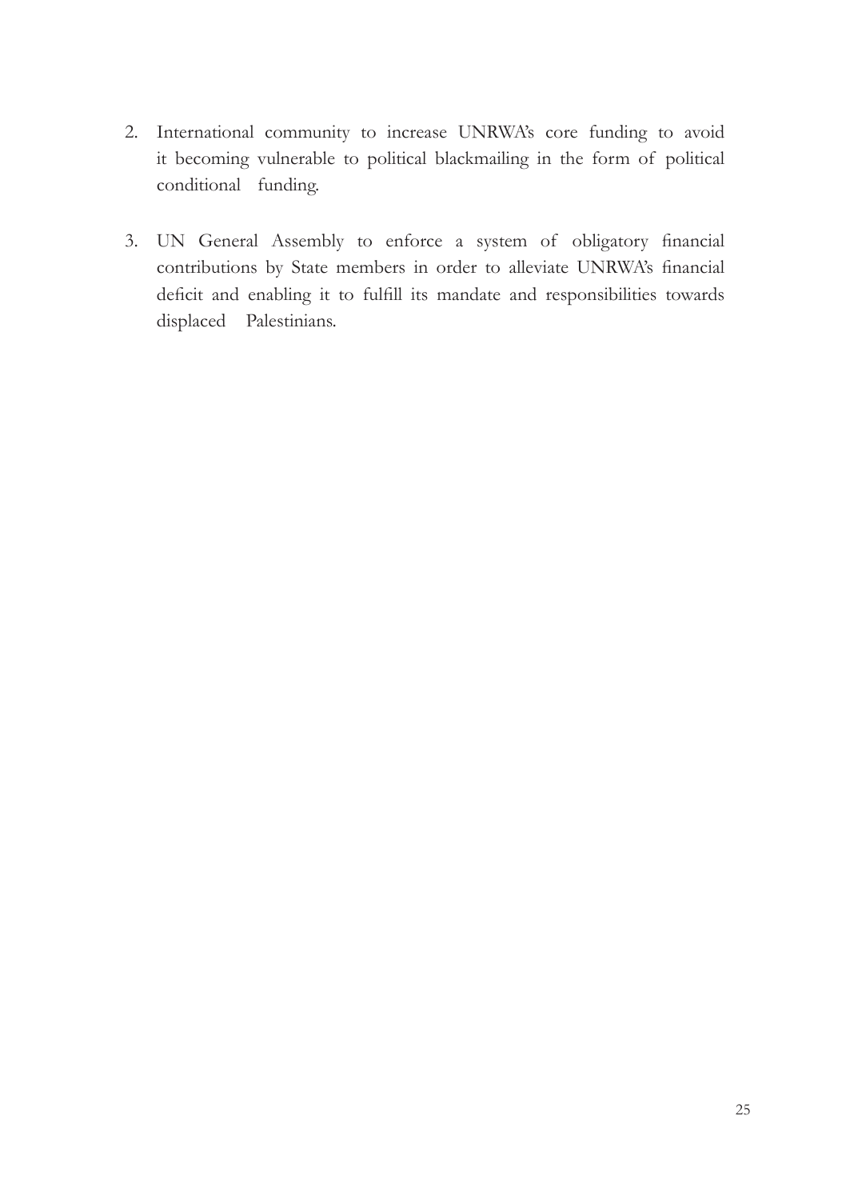2. International community to increase UNRWA's core funding to avoid it becoming vulnerable to political blackmailing in the form of political conditional funding.

3. UN General Assembly to enforce a system of obligatory financial contributions by State members in order to alleviate UNRWA's financial deficit and enabling it to fulfill its mandate and responsibilities towards displaced Palestinians.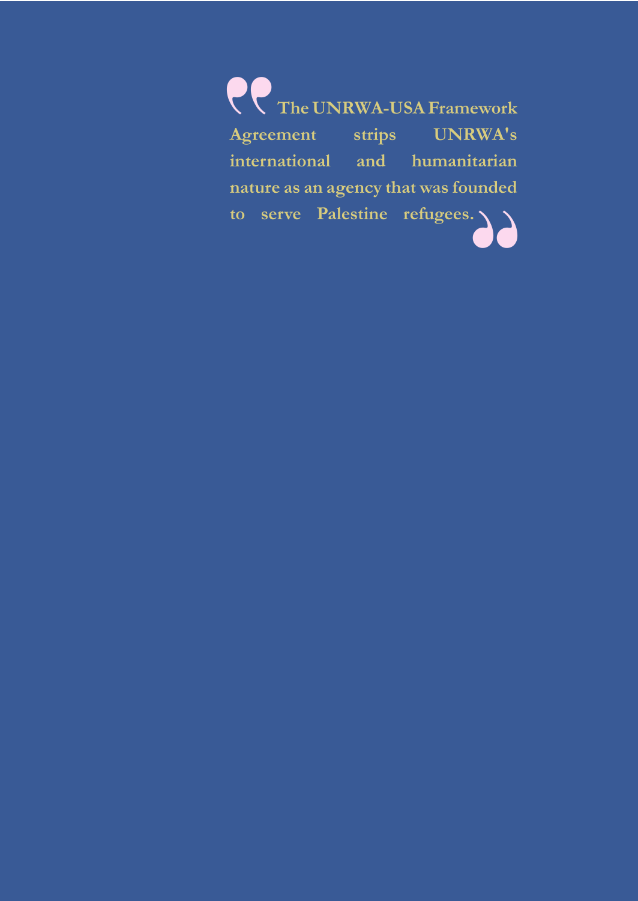**"The UNRWA-USA Framework Agreement strips UNRWA's international and humanitarian nature as an agency that was founded to serve Palestine refugees."**